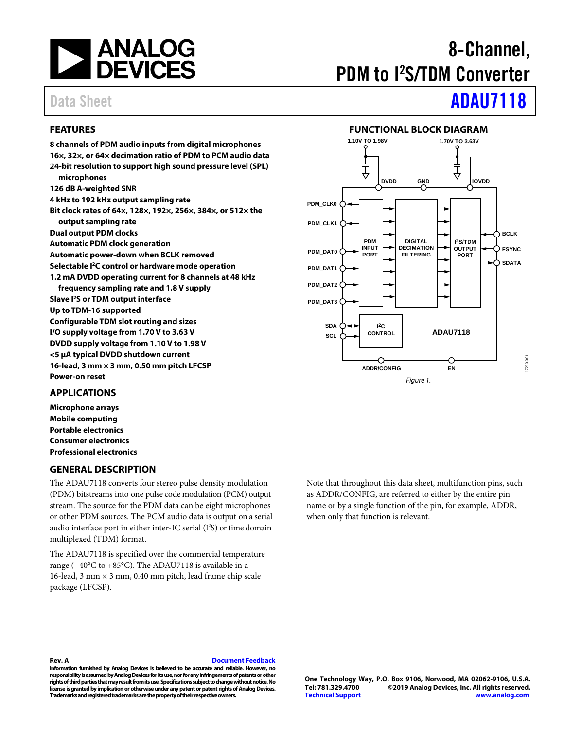# 8-Channel, PDM to I²S/TDM Converter

Data Sheet **ADAU7118**

## FEATURES

**8 channels of PDM audio inputs from digital microphones**
**16×, 32×, or 64× decimation ratio of PDM to PCM audio data**
**24-bit resolution to support high sound pressure level (SPL) microphones**
**126 dB A-weighted SNR**
**4 kHz to 192 kHz output sampling rate**
**Bit clock rates of 64×, 128×, 192×, 256×, 384×, or 512× the output sampling rate**
**Dual output PDM clocks**
**Automatic PDM clock generation**
**Automatic power-down when BCLK removed**
**Selectable I²C control or hardware mode operation**
**1.2 mA DVDD operating current for 8 channels at 48 kHz frequency sampling rate and 1.8 V supply**
**Slave I²S or TDM output interface**
**Up to TDM-16 supported**
**Configurable TDM slot routing and sizes**
**I/O supply voltage from 1.70 V to 3.63 V**
**DVDD supply voltage from 1.10 V to 1.98 V**
**<5 µA typical DVDD shutdown current**
**16-lead, 3 mm × 3 mm, 0.50 mm pitch LFCSP**
**Power-on reset**

## APPLICATIONS

**Microphone arrays**
**Mobile computing**
**Portable electronics**
**Consumer electronics**
**Professional electronics**

## FUNCTIONAL BLOCK DIAGRAM

*Figure 1.*

## GENERAL DESCRIPTION

The ADAU7118 converts four stereo pulse density modulation (PDM) bitstreams into one pulse code modulation (PCM) output stream. The source for the PDM data can be eight microphones or other PDM sources. The PCM audio data is output on a serial audio interface port in either inter-IC serial (I²S) or time domain multiplexed (TDM) format.

The ADAU7118 is specified over the commercial temperature range (−40°C to +85°C). The ADAU7118 is available in a 16-lead, 3 mm × 3 mm, 0.40 mm pitch, lead frame chip scale package (LFCSP).

Note that throughout this data sheet, multifunction pins, such as ADDR/CONFIG, are referred to either by the entire pin name or by a single function of the pin, for example, ADDR, when only that function is relevant.

**Rev. A** Document Feedback

**Information furnished by Analog Devices is believed to be accurate and reliable. However, no responsibility is assumed by Analog Devices for its use, nor for any infringements of patents or other rights of third parties that may result from its use. Specifications subject to change without notice. No license is granted by implication or otherwise under any patent or patent rights of Analog Devices. Trademarks and registered trademarks are the property of their respective owners.**

**One Technology Way, P.O. Box 9106, Norwood, MA 02062-9106, U.S.A.**
**Tel: 781.329.4700 ©2019 Analog Devices, Inc. All rights reserved.**
**Technical Support www.analog.com**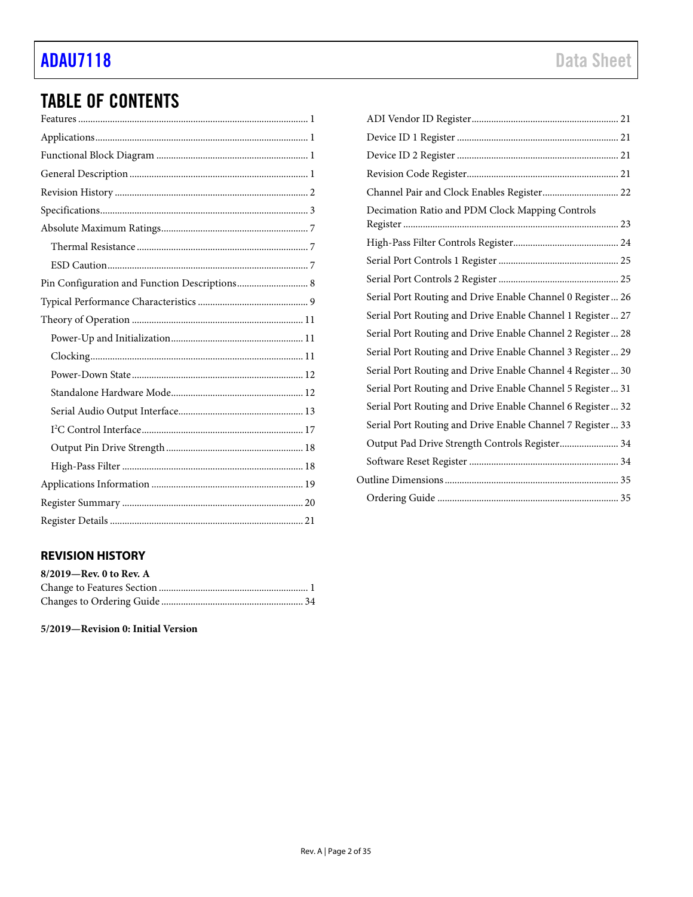# TABLE OF CONTENTS

Features ... 1
Applications ... 1
Functional Block Diagram ... 1
General Description ... 1
Revision History ... 2
Specifications ... 3
Absolute Maximum Ratings ... 7
  Thermal Resistance ... 7
  ESD Caution ... 7
Pin Configuration and Function Descriptions ... 8
Typical Performance Characteristics ... 9
Theory of Operation ... 11
  Power-Up and Initialization ... 11
  Clocking ... 11
  Power-Down State ... 12
  Standalone Hardware Mode ... 12
  Serial Audio Output Interface ... 13
  I²C Control Interface ... 17
  Output Pin Drive Strength ... 18
  High-Pass Filter ... 18
Applications Information ... 19
Register Summary ... 20
Register Details ... 21
  ADI Vendor ID Register ... 21
  Device ID 1 Register ... 21
  Device ID 2 Register ... 21
  Revision Code Register ... 21
  Channel Pair and Clock Enables Register ... 22
  Decimation Ratio and PDM Clock Mapping Controls Register ... 23
  High-Pass Filter Controls Register ... 24
  Serial Port Controls 1 Register ... 25
  Serial Port Controls 2 Register ... 25
  Serial Port Routing and Drive Enable Channel 0 Register ... 26
  Serial Port Routing and Drive Enable Channel 1 Register ... 27
  Serial Port Routing and Drive Enable Channel 2 Register ... 28
  Serial Port Routing and Drive Enable Channel 3 Register ... 29
  Serial Port Routing and Drive Enable Channel 4 Register ... 30
  Serial Port Routing and Drive Enable Channel 5 Register ... 31
  Serial Port Routing and Drive Enable Channel 6 Register ... 32
  Serial Port Routing and Drive Enable Channel 7 Register ... 33
  Output Pad Drive Strength Controls Register ... 34
  Software Reset Register ... 34
Outline Dimensions ... 35
  Ordering Guide ... 35

## REVISION HISTORY

**8/2019—Rev. 0 to Rev. A**

Change to Features Section ... 1
Changes to Ordering Guide ... 34

**5/2019—Revision 0: Initial Version**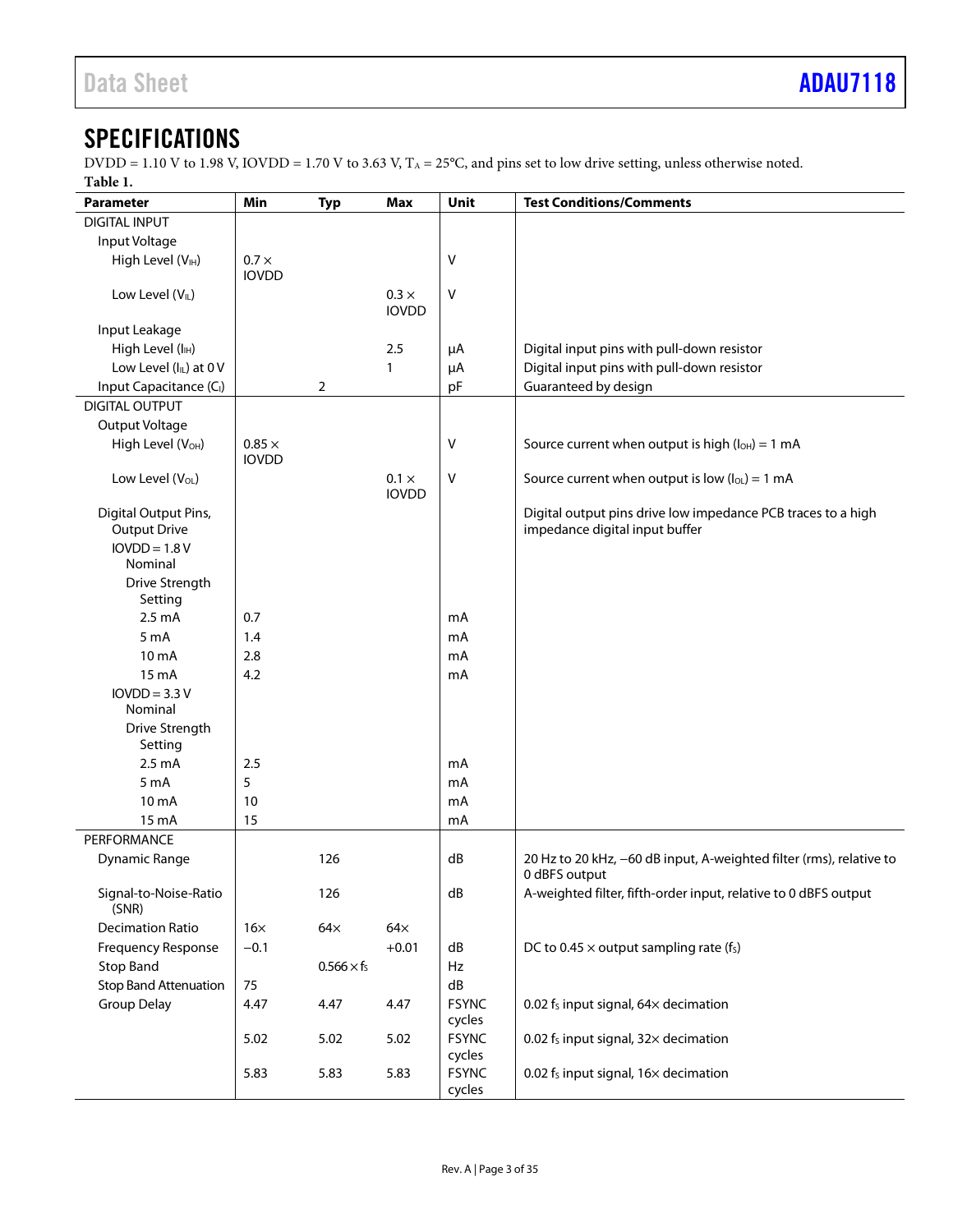## SPECIFICATIONS

DVDD = 1.10 V to 1.98 V, IOVDD = 1.70 V to 3.63 V, $T_A$ = 25°C, and pins set to low drive setting, unless otherwise noted.

**Table 1.**

| Parameter | Min | Typ | Max | Unit | Test Conditions/Comments |
|---|---|---|---|---|---|
| DIGITAL INPUT | | | | | |
| Input Voltage | | | | | |
| High Level ($V_{IH}$) | 0.7 × IOVDD | | | V | |
| Low Level ($V_{IL}$) | | | 0.3 × IOVDD | V | |
| Input Leakage | | | | | |
| High Level ($I_{IH}$) | | | 2.5 | µA | Digital input pins with pull-down resistor |
| Low Level ($I_{IL}$) at 0 V | | | 1 | µA | Digital input pins with pull-down resistor |
| Input Capacitance ($C_I$) | | 2 | | pF | Guaranteed by design |
| DIGITAL OUTPUT | | | | | |
| Output Voltage | | | | | |
| High Level ($V_{OH}$) | 0.85 × IOVDD | | | V | Source current when output is high ($I_{OH}$) = 1 mA |
| Low Level ($V_{OL}$) | | | 0.1 × IOVDD | V | Source current when output is low ($I_{OL}$) = 1 mA |
| Digital Output Pins, Output Drive | | | | | Digital output pins drive low impedance PCB traces to a high impedance digital input buffer |
| IOVDD = 1.8 V Nominal | | | | | |
| Drive Strength Setting | | | | | |
| 2.5 mA | 0.7 | | | mA | |
| 5 mA | 1.4 | | | mA | |
| 10 mA | 2.8 | | | mA | |
| 15 mA | 4.2 | | | mA | |
| IOVDD = 3.3 V Nominal | | | | | |
| Drive Strength Setting | | | | | |
| 2.5 mA | 2.5 | | | mA | |
| 5 mA | 5 | | | mA | |
| 10 mA | 10 | | | mA | |
| 15 mA | 15 | | | mA | |
| PERFORMANCE | | | | | |
| Dynamic Range | | 126 | | dB | 20 Hz to 20 kHz, −60 dB input, A-weighted filter (rms), relative to 0 dBFS output |
| Signal-to-Noise-Ratio (SNR) | | 126 | | dB | A-weighted filter, fifth-order input, relative to 0 dBFS output |
| Decimation Ratio | 16× | 64× | 64× | | |
| Frequency Response | −0.1 | | +0.01 | dB | DC to 0.45 × output sampling rate ($f_S$) |
| Stop Band | | 0.566 × $f_S$ | | Hz | |
| Stop Band Attenuation | 75 | | | dB | |
| Group Delay | 4.47 | 4.47 | 4.47 | FSYNC cycles | 0.02 $f_S$ input signal, 64× decimation |
| | 5.02 | 5.02 | 5.02 | FSYNC cycles | 0.02 $f_S$ input signal, 32× decimation |
| | 5.83 | 5.83 | 5.83 | FSYNC cycles | 0.02 $f_S$ input signal, 16× decimation |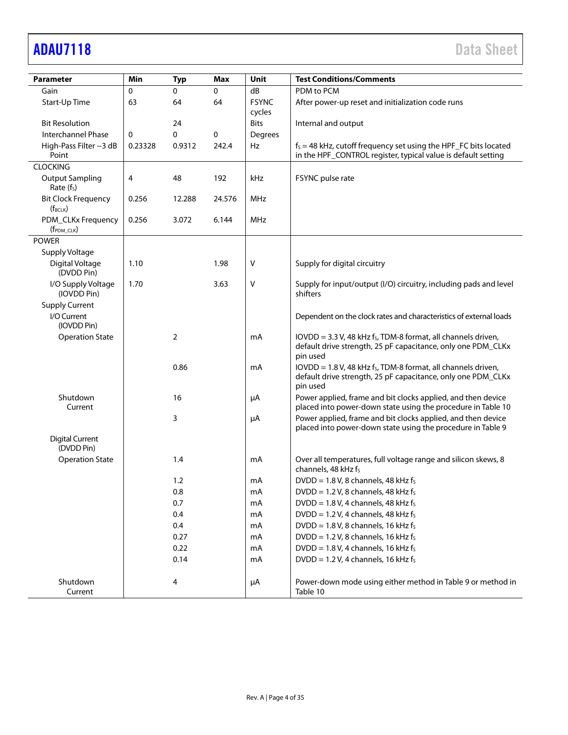| Parameter | Min | Typ | Max | Unit | Test Conditions/Comments |
|---|---|---|---|---|---|
| Gain | 0 | 0 | 0 | dB | PDM to PCM |
| Start-Up Time | 63 | 64 | 64 | FSYNC cycles | After power-up reset and initialization code runs |
| Bit Resolution | | 24 | | Bits | Internal and output |
| Interchannel Phase | 0 | 0 | 0 | Degrees | |
| High-Pass Filter −3 dB Point | 0.23328 | 0.9312 | 242.4 | Hz | $f_S$ = 48 kHz, cutoff frequency set using the HPF_FC bits located in the HPF_CONTROL register, typical value is default setting |
| CLOCKING | | | | | |
| Output Sampling Rate ($f_S$) | 4 | 48 | 192 | kHz | FSYNC pulse rate |
| Bit Clock Frequency ($f_{BCLK}$) | 0.256 | 12.288 | 24.576 | MHz | |
| PDM_CLKx Frequency ($f_{PDM\_CLK}$) | 0.256 | 3.072 | 6.144 | MHz | |
| POWER | | | | | |
| Supply Voltage | | | | | |
| Digital Voltage (DVDD Pin) | 1.10 | | 1.98 | V | Supply for digital circuitry |
| I/O Supply Voltage (IOVDD Pin) | 1.70 | | 3.63 | V | Supply for input/output (I/O) circuitry, including pads and level shifters |
| Supply Current | | | | | |
| I/O Current (IOVDD Pin) | | | | | Dependent on the clock rates and characteristics of external loads |
| Operation State | | 2 | | mA | IOVDD = 3.3 V, 48 kHz $f_S$, TDM-8 format, all channels driven, default drive strength, 25 pF capacitance, only one PDM_CLKx pin used |
| | | 0.86 | | mA | IOVDD = 1.8 V, 48 kHz $f_S$, TDM-8 format, all channels driven, default drive strength, 25 pF capacitance, only one PDM_CLKx pin used |
| Shutdown Current | | 16 | | µA | Power applied, frame and bit clocks applied, and then device placed into power-down state using the procedure in Table 10 |
| | | 3 | | µA | Power applied, frame and bit clocks applied, and then device placed into power-down state using the procedure in Table 9 |
| Digital Current (DVDD Pin) | | | | | |
| Operation State | | 1.4 | | mA | Over all temperatures, full voltage range and silicon skews, 8 channels, 48 kHz $f_S$ |
| | | 1.2 | | mA | DVDD = 1.8 V, 8 channels, 48 kHz $f_S$ |
| | | 0.8 | | mA | DVDD = 1.2 V, 8 channels, 48 kHz $f_S$ |
| | | 0.7 | | mA | DVDD = 1.8 V, 4 channels, 48 kHz $f_S$ |
| | | 0.4 | | mA | DVDD = 1.2 V, 4 channels, 48 kHz $f_S$ |
| | | 0.4 | | mA | DVDD = 1.8 V, 8 channels, 16 kHz $f_S$ |
| | | 0.27 | | mA | DVDD = 1.2 V, 8 channels, 16 kHz $f_S$ |
| | | 0.22 | | mA | DVDD = 1.8 V, 4 channels, 16 kHz $f_S$ |
| | | 0.14 | | mA | DVDD = 1.2 V, 4 channels, 16 kHz $f_S$ |
| Shutdown Current | | 4 | | µA | Power-down mode using either method in Table 9 or method in Table 10 |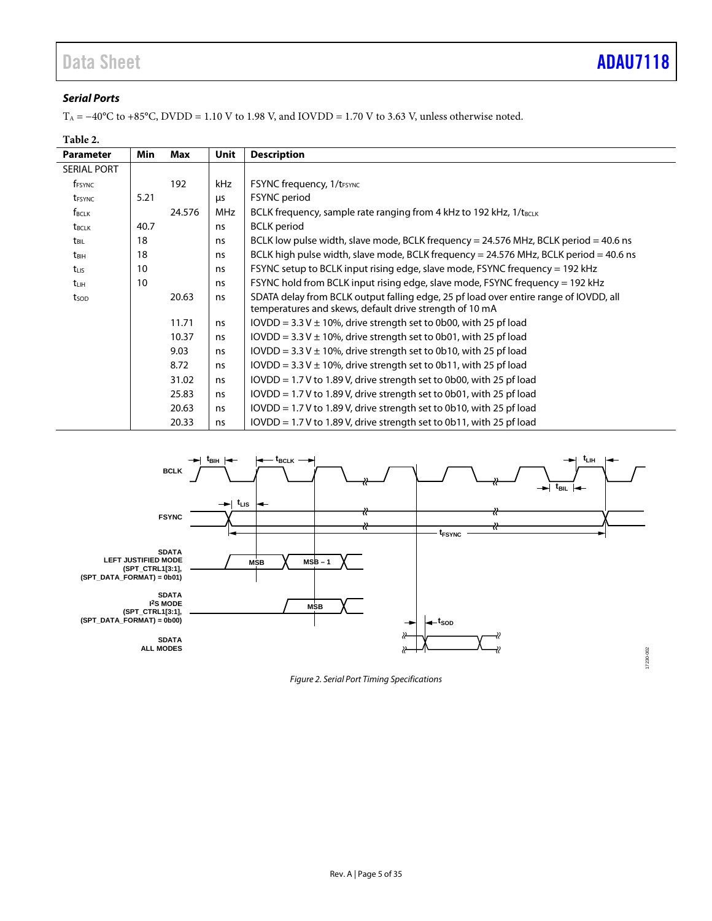### *Serial Ports*

$T_A$ = −40°C to +85°C, DVDD = 1.10 V to 1.98 V, and IOVDD = 1.70 V to 3.63 V, unless otherwise noted.

**Table 2.**

| Parameter | Min | Max | Unit | Description |
|---|---|---|---|---|
| SERIAL PORT | | | | |
| $f_{FSYNC}$ | | 192 | kHz | FSYNC frequency, $1/t_{FSYNC}$ |
| $t_{FSYNC}$ | 5.21 | | µs | FSYNC period |
| $f_{BCLK}$ | | 24.576 | MHz | BCLK frequency, sample rate ranging from 4 kHz to 192 kHz, $1/t_{BCLK}$ |
| $t_{BCLK}$ | 40.7 | | ns | BCLK period |
| $t_{BIL}$ | 18 | | ns | BCLK low pulse width, slave mode, BCLK frequency = 24.576 MHz, BCLK period = 40.6 ns |
| $t_{BIH}$ | 18 | | ns | BCLK high pulse width, slave mode, BCLK frequency = 24.576 MHz, BCLK period = 40.6 ns |
| $t_{LIS}$ | 10 | | ns | FSYNC setup to BCLK input rising edge, slave mode, FSYNC frequency = 192 kHz |
| $t_{LIH}$ | 10 | | ns | FSYNC hold from BCLK input rising edge, slave mode, FSYNC frequency = 192 kHz |
| $t_{SOD}$ | | 20.63 | ns | SDATA delay from BCLK output falling edge, 25 pf load over entire range of IOVDD, all temperatures and skews, default drive strength of 10 mA |
| | | 11.71 | ns | IOVDD = 3.3 V ± 10%, drive strength set to 0b00, with 25 pf load |
| | | 10.37 | ns | IOVDD = 3.3 V ± 10%, drive strength set to 0b01, with 25 pf load |
| | | 9.03 | ns | IOVDD = 3.3 V ± 10%, drive strength set to 0b10, with 25 pf load |
| | | 8.72 | ns | IOVDD = 3.3 V ± 10%, drive strength set to 0b11, with 25 pf load |
| | | 31.02 | ns | IOVDD = 1.7 V to 1.89 V, drive strength set to 0b00, with 25 pf load |
| | | 25.83 | ns | IOVDD = 1.7 V to 1.89 V, drive strength set to 0b01, with 25 pf load |
| | | 20.63 | ns | IOVDD = 1.7 V to 1.89 V, drive strength set to 0b10, with 25 pf load |
| | | 20.33 | ns | IOVDD = 1.7 V to 1.89 V, drive strength set to 0b11, with 25 pf load |

*Figure 2. Serial Port Timing Specifications*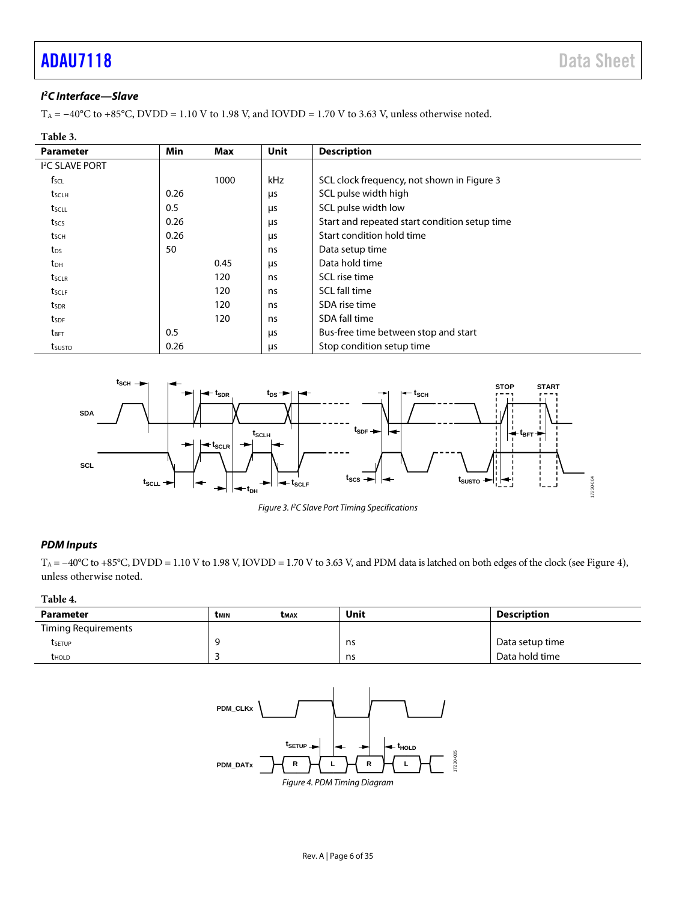### $I^2C$ Interface—Slave

$T_A$ = −40°C to +85°C, DVDD = 1.10 V to 1.98 V, and IOVDD = 1.70 V to 3.63 V, unless otherwise noted.

Table 3.

| Parameter | Min | Max | Unit | Description |
|---|---|---|---|---|
| I²C SLAVE PORT | | | | |
| $f_{SCL}$ | | 1000 | kHz | SCL clock frequency, not shown in Figure 3 |
| $t_{SCLH}$ | 0.26 | | µs | SCL pulse width high |
| $t_{SCLL}$ | 0.5 | | µs | SCL pulse width low |
| $t_{SCS}$ | 0.26 | | µs | Start and repeated start condition setup time |
| $t_{SCH}$ | 0.26 | | µs | Start condition hold time |
| $t_{DS}$ | 50 | | ns | Data setup time |
| $t_{DH}$ | | 0.45 | µs | Data hold time |
| $t_{SCLR}$ | | 120 | ns | SCL rise time |
| $t_{SCLF}$ | | 120 | ns | SCL fall time |
| $t_{SDR}$ | | 120 | ns | SDA rise time |
| $t_{SDF}$ | | 120 | ns | SDA fall time |
| $t_{BFT}$ | 0.5 | | µs | Bus-free time between stop and start |
| $t_{SUSTO}$ | 0.26 | | µs | Stop condition setup time |

Figure 3. I²C Slave Port Timing Specifications

### PDM Inputs

$T_A$ = −40°C to +85°C, DVDD = 1.10 V to 1.98 V, IOVDD = 1.70 V to 3.63 V, and PDM data is latched on both edges of the clock (see Figure 4), unless otherwise noted.

Table 4.

| Parameter | $t_{MIN}$ | $t_{MAX}$ | Unit | Description |
|---|---|---|---|---|
| Timing Requirements | | | | |
| $t_{SETUP}$ | 9 | | ns | Data setup time |
| $t_{HOLD}$ | 3 | | ns | Data hold time |

Figure 4. PDM Timing Diagram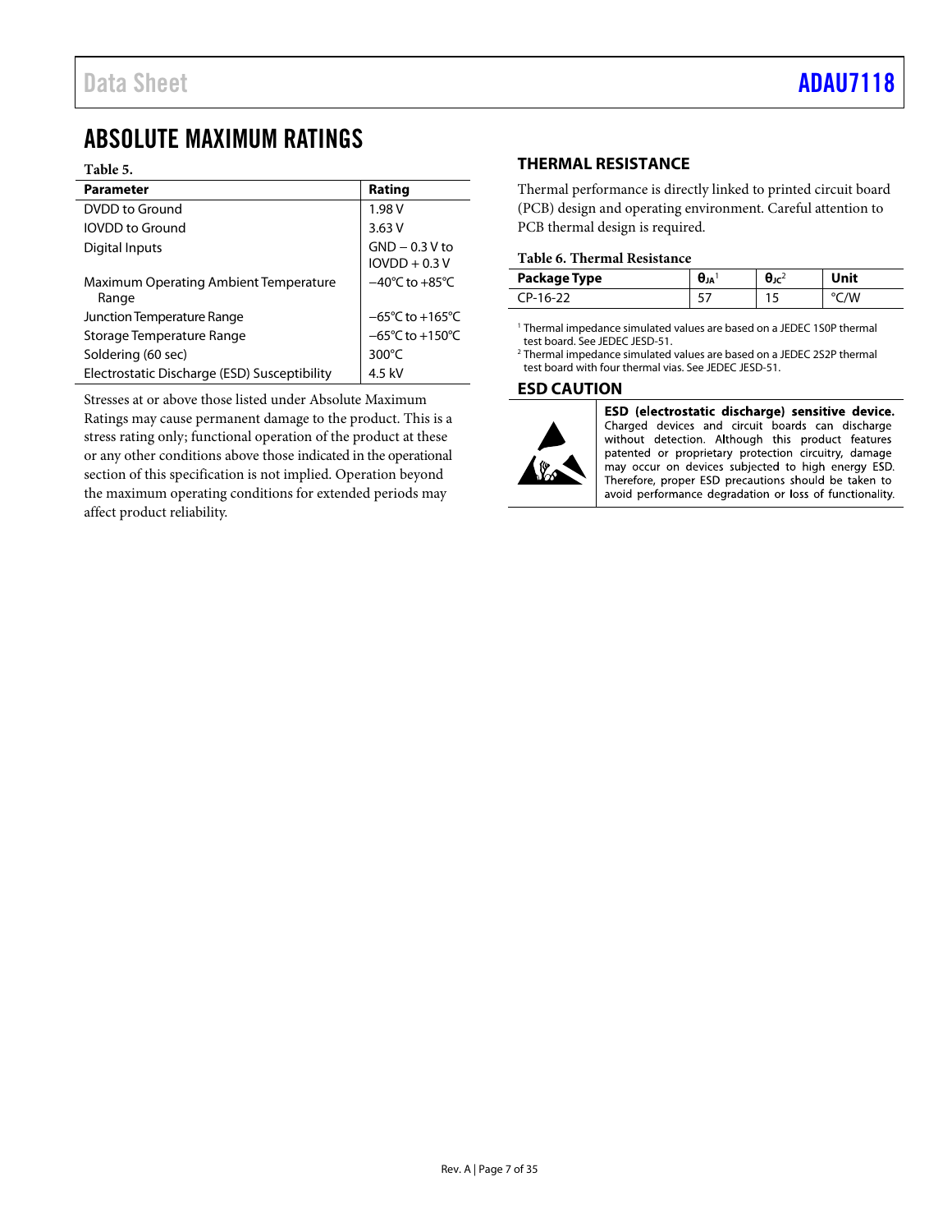# ABSOLUTE MAXIMUM RATINGS

**Table 5.**

| Parameter | Rating |
|---|---|
| DVDD to Ground | 1.98 V |
| IOVDD to Ground | 3.63 V |
| Digital Inputs | GND − 0.3 V to IOVDD + 0.3 V |
| Maximum Operating Ambient Temperature Range | −40°C to +85°C |
| Junction Temperature Range | −65°C to +165°C |
| Storage Temperature Range | −65°C to +150°C |
| Soldering (60 sec) | 300°C |
| Electrostatic Discharge (ESD) Susceptibility | 4.5 kV |

Stresses at or above those listed under Absolute Maximum Ratings may cause permanent damage to the product. This is a stress rating only; functional operation of the product at these or any other conditions above those indicated in the operational section of this specification is not implied. Operation beyond the maximum operating conditions for extended periods may affect product reliability.

## THERMAL RESISTANCE

Thermal performance is directly linked to printed circuit board (PCB) design and operating environment. Careful attention to PCB thermal design is required.

**Table 6. Thermal Resistance**

| Package Type | $\theta_{JA}$[1] | $\theta_{JC}$[2] | Unit |
|---|---|---|---|
| CP-16-22 | 57 | 15 | °C/W |

[1] Thermal impedance simulated values are based on a JEDEC 1S0P thermal test board. See JEDEC JESD-51.
[2] Thermal impedance simulated values are based on a JEDEC 2S2P thermal test board with four thermal vias. See JEDEC JESD-51.

## ESD CAUTION

**ESD (electrostatic discharge) sensitive device.** Charged devices and circuit boards can discharge without detection. Although this product features patented or proprietary protection circuitry, damage may occur on devices subjected to high energy ESD. Therefore, proper ESD precautions should be taken to avoid performance degradation or loss of functionality.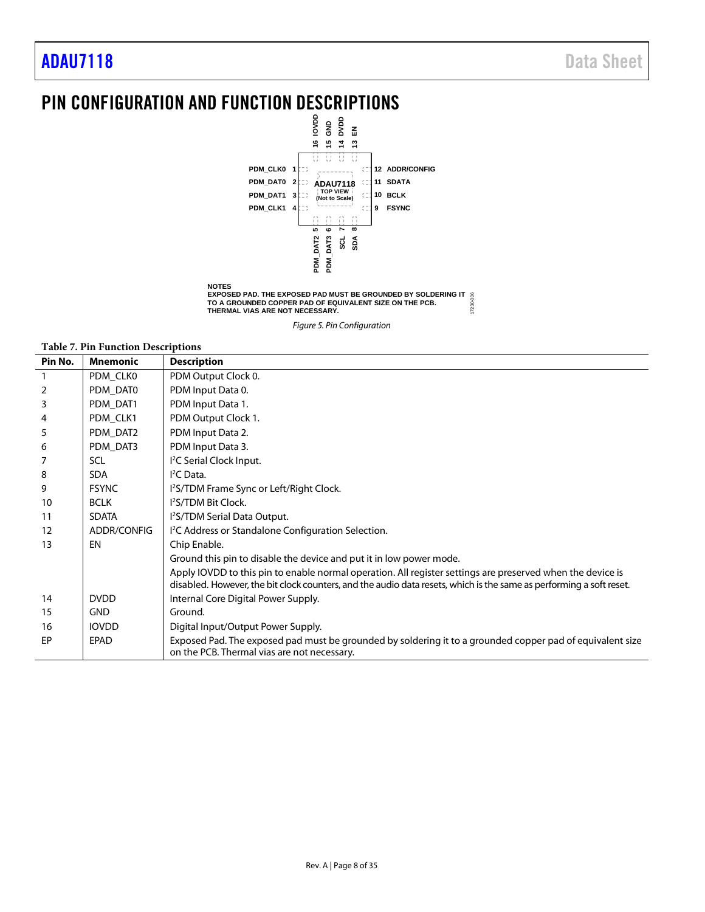# PIN CONFIGURATION AND FUNCTION DESCRIPTIONS

NOTES
EXPOSED PAD. THE EXPOSED PAD MUST BE GROUNDED BY SOLDERING IT TO A GROUNDED COPPER PAD OF EQUIVALENT SIZE ON THE PCB. THERMAL VIAS ARE NOT NECESSARY.

*Figure 5. Pin Configuration*

**Table 7. Pin Function Descriptions**

| Pin No. | Mnemonic | Description |
|---|---|---|
| 1 | PDM_CLK0 | PDM Output Clock 0. |
| 2 | PDM_DAT0 | PDM Input Data 0. |
| 3 | PDM_DAT1 | PDM Input Data 1. |
| 4 | PDM_CLK1 | PDM Output Clock 1. |
| 5 | PDM_DAT2 | PDM Input Data 2. |
| 6 | PDM_DAT3 | PDM Input Data 3. |
| 7 | SCL | I²C Serial Clock Input. |
| 8 | SDA | I²C Data. |
| 9 | FSYNC | I²S/TDM Frame Sync or Left/Right Clock. |
| 10 | BCLK | I²S/TDM Bit Clock. |
| 11 | SDATA | I²S/TDM Serial Data Output. |
| 12 | ADDR/CONFIG | I²C Address or Standalone Configuration Selection. |
| 13 | EN | Chip Enable. |
| | | Ground this pin to disable the device and put it in low power mode. |
| | | Apply IOVDD to this pin to enable normal operation. All register settings are preserved when the device is disabled. However, the bit clock counters, and the audio data resets, which is the same as performing a soft reset. |
| 14 | DVDD | Internal Core Digital Power Supply. |
| 15 | GND | Ground. |
| 16 | IOVDD | Digital Input/Output Power Supply. |
| EP | EPAD | Exposed Pad. The exposed pad must be grounded by soldering it to a grounded copper pad of equivalent size on the PCB. Thermal vias are not necessary. |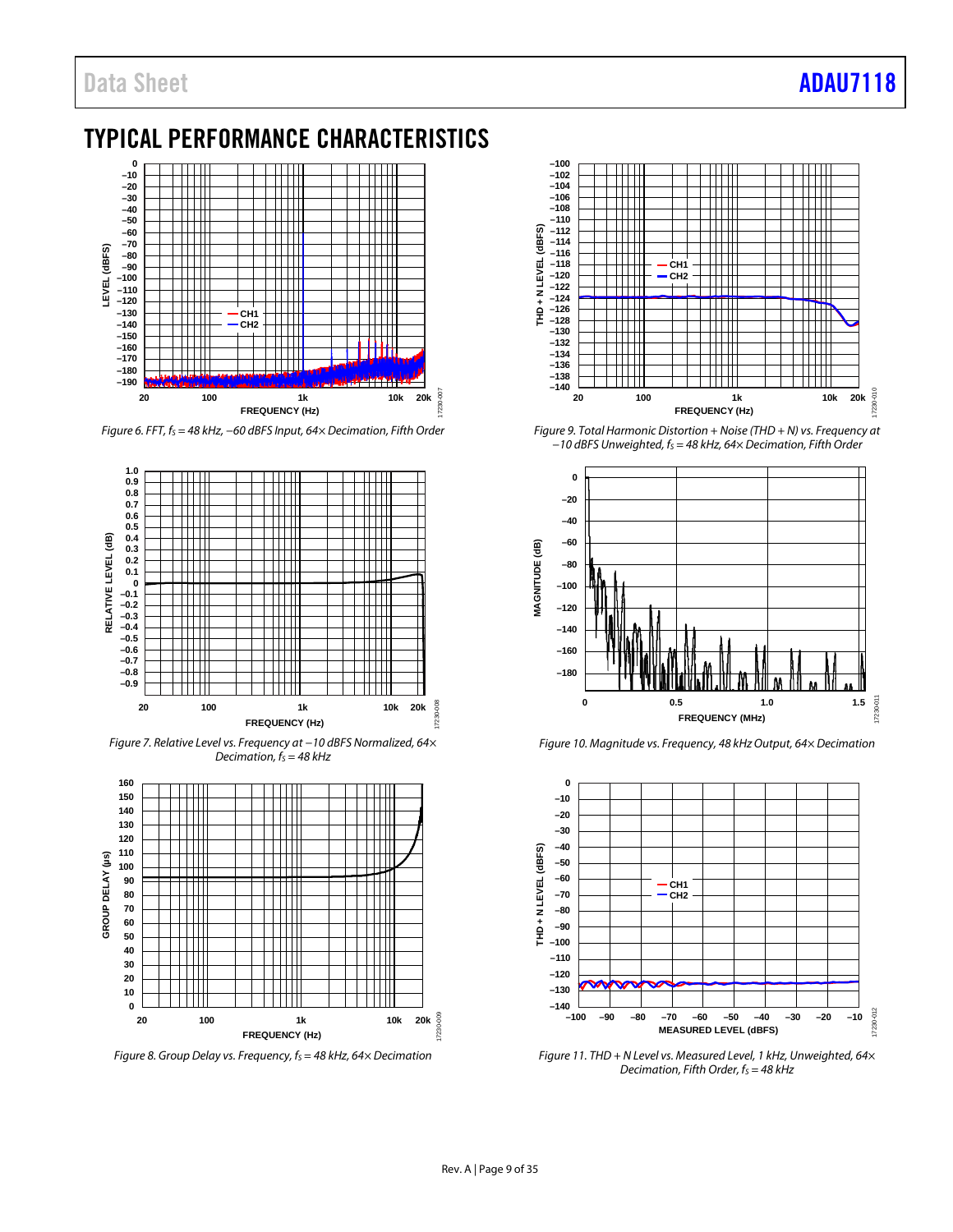# TYPICAL PERFORMANCE CHARACTERISTICS

*Figure 6. FFT, $f_S$ = 48 kHz, −60 dBFS Input, 64× Decimation, Fifth Order*

*Figure 7. Relative Level vs. Frequency at −10 dBFS Normalized, 64× Decimation, $f_S$ = 48 kHz*

*Figure 8. Group Delay vs. Frequency, $f_S$ = 48 kHz, 64× Decimation*

*Figure 9. Total Harmonic Distortion + Noise (THD + N) vs. Frequency at −10 dBFS Unweighted, $f_S$ = 48 kHz, 64× Decimation, Fifth Order*

*Figure 10. Magnitude vs. Frequency, 48 kHz Output, 64× Decimation*

*Figure 11. THD + N Level vs. Measured Level, 1 kHz, Unweighted, 64× Decimation, Fifth Order, $f_S$ = 48 kHz*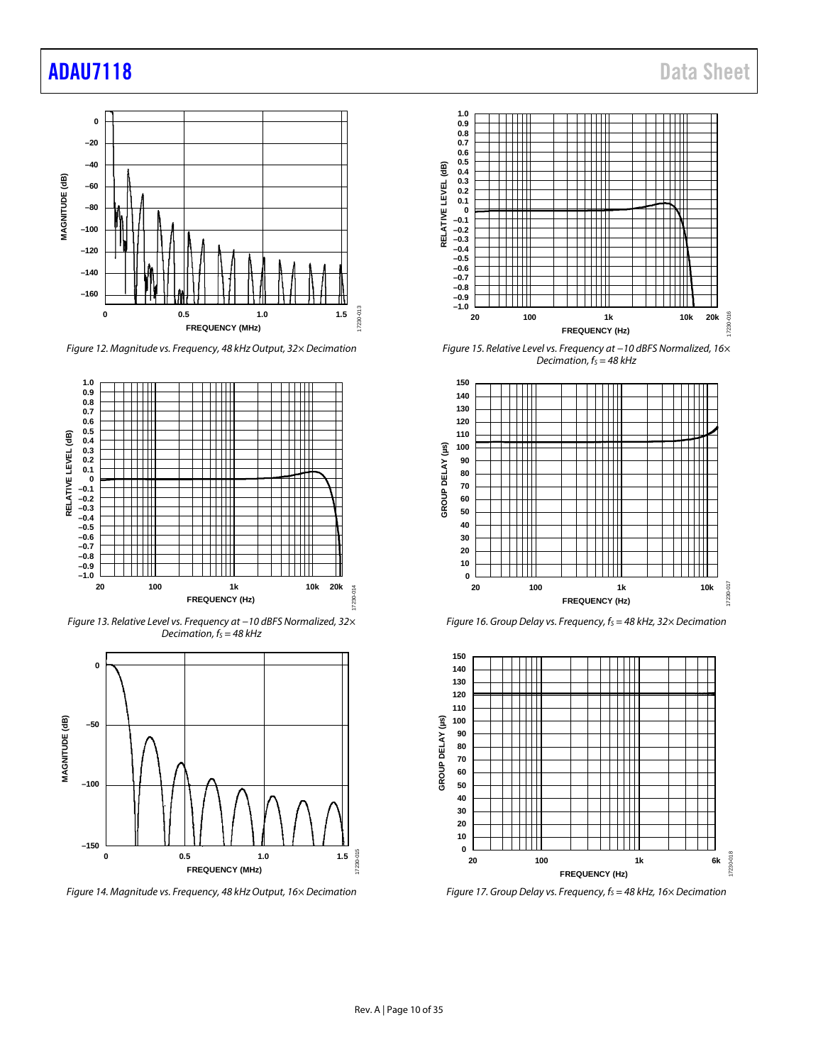Figure 12. Magnitude vs. Frequency, 48 kHz Output, 32× Decimation

Figure 13. Relative Level vs. Frequency at −10 dBFS Normalized, 32× Decimation, $f_S$ = 48 kHz

Figure 14. Magnitude vs. Frequency, 48 kHz Output, 16× Decimation

Figure 15. Relative Level vs. Frequency at −10 dBFS Normalized, 16× Decimation, $f_S$ = 48 kHz

Figure 16. Group Delay vs. Frequency, $f_S$ = 48 kHz, 32× Decimation

Figure 17. Group Delay vs. Frequency, $f_S$ = 48 kHz, 16× Decimation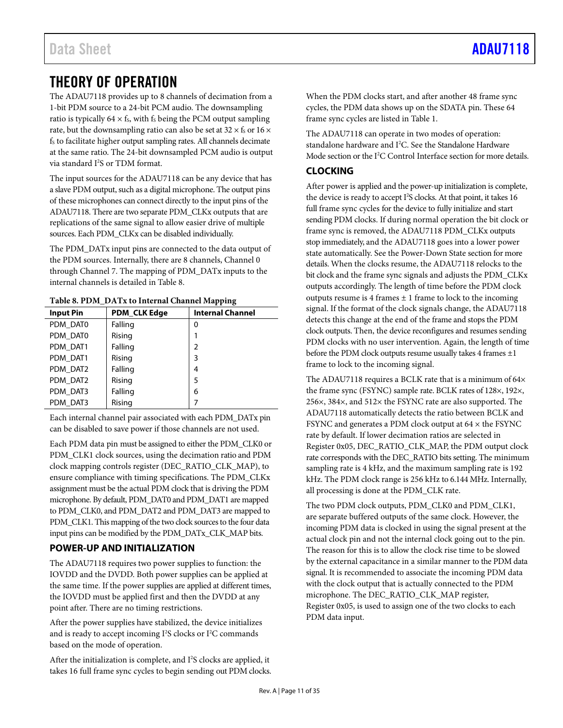# THEORY OF OPERATION

The ADAU7118 provides up to 8 channels of decimation from a 1-bit PDM source to a 24-bit PCM audio. The downsampling ratio is typically $64 \times f_S$, with $f_S$ being the PCM output sampling rate, but the downsampling ratio can also be set at $32 \times f_S$ or $16 \times f_S$ to facilitate higher output sampling rates. All channels decimate at the same ratio. The 24-bit downsampled PCM audio is output via standard I²S or TDM format.

The input sources for the ADAU7118 can be any device that has a slave PDM output, such as a digital microphone. The output pins of these microphones can connect directly to the input pins of the ADAU7118. There are two separate PDM_CLKx outputs that are replications of the same signal to allow easier drive of multiple sources. Each PDM_CLKx can be disabled individually.

The PDM_DATx input pins are connected to the data output of the PDM sources. Internally, there are 8 channels, Channel 0 through Channel 7. The mapping of PDM_DATx inputs to the internal channels is detailed in Table 8.

**Table 8. PDM_DATx to Internal Channel Mapping**

| Input Pin | PDM_CLK Edge | Internal Channel |
|---|---|---|
| PDM_DAT0 | Falling | 0 |
| PDM_DAT0 | Rising | 1 |
| PDM_DAT1 | Falling | 2 |
| PDM_DAT1 | Rising | 3 |
| PDM_DAT2 | Falling | 4 |
| PDM_DAT2 | Rising | 5 |
| PDM_DAT3 | Falling | 6 |
| PDM_DAT3 | Rising | 7 |

Each internal channel pair associated with each PDM_DATx pin can be disabled to save power if those channels are not used.

Each PDM data pin must be assigned to either the PDM_CLK0 or PDM_CLK1 clock sources, using the decimation ratio and PDM clock mapping controls register (DEC_RATIO_CLK_MAP), to ensure compliance with timing specifications. The PDM_CLKx assignment must be the actual PDM clock that is driving the PDM microphone. By default, PDM_DAT0 and PDM_DAT1 are mapped to PDM_CLK0, and PDM_DAT2 and PDM_DAT3 are mapped to PDM_CLK1. This mapping of the two clock sources to the four data input pins can be modified by the PDM_DATx_CLK_MAP bits.

## POWER-UP AND INITIALIZATION

The ADAU7118 requires two power supplies to function: the IOVDD and the DVDD. Both power supplies can be applied at the same time. If the power supplies are applied at different times, the IOVDD must be applied first and then the DVDD at any point after. There are no timing restrictions.

After the power supplies have stabilized, the device initializes and is ready to accept incoming I²S clocks or I²C commands based on the mode of operation.

After the initialization is complete, and I²S clocks are applied, it takes 16 full frame sync cycles to begin sending out PDM clocks. When the PDM clocks start, and after another 48 frame sync cycles, the PDM data shows up on the SDATA pin. These 64 frame sync cycles are listed in Table 1.

The ADAU7118 can operate in two modes of operation: standalone hardware and I²C. See the Standalone Hardware Mode section or the I²C Control Interface section for more details.

## CLOCKING

After power is applied and the power-up initialization is complete, the device is ready to accept I²S clocks. At that point, it takes 16 full frame sync cycles for the device to fully initialize and start sending PDM clocks. If during normal operation the bit clock or frame sync is removed, the ADAU7118 PDM_CLKx outputs stop immediately, and the ADAU7118 goes into a lower power state automatically. See the Power-Down State section for more details. When the clocks resume, the ADAU7118 relocks to the bit clock and the frame sync signals and adjusts the PDM_CLKx outputs accordingly. The length of time before the PDM clock outputs resume is 4 frames ± 1 frame to lock to the incoming signal. If the format of the clock signals change, the ADAU7118 detects this change at the end of the frame and stops the PDM clock outputs. Then, the device reconfigures and resumes sending PDM clocks with no user intervention. Again, the length of time before the PDM clock outputs resume usually takes 4 frames ±1 frame to lock to the incoming signal.

The ADAU7118 requires a BCLK rate that is a minimum of 64× the frame sync (FSYNC) sample rate. BCLK rates of 128×, 192×, 256×, 384×, and 512× the FSYNC rate are also supported. The ADAU7118 automatically detects the ratio between BCLK and FSYNC and generates a PDM clock output at 64 × the FSYNC rate by default. If lower decimation ratios are selected in Register 0x05, DEC_RATIO_CLK_MAP, the PDM output clock rate corresponds with the DEC_RATIO bits setting. The minimum sampling rate is 4 kHz, and the maximum sampling rate is 192 kHz. The PDM clock range is 256 kHz to 6.144 MHz. Internally, all processing is done at the PDM_CLK rate.

The two PDM clock outputs, PDM_CLK0 and PDM_CLK1, are separate buffered outputs of the same clock. However, the incoming PDM data is clocked in using the signal present at the actual clock pin and not the internal clock going out to the pin. The reason for this is to allow the clock rise time to be slowed by the external capacitance in a similar manner to the PDM data signal. It is recommended to associate the incoming PDM data with the clock output that is actually connected to the PDM microphone. The DEC_RATIO_CLK_MAP register, Register 0x05, is used to assign one of the two clocks to each PDM data input.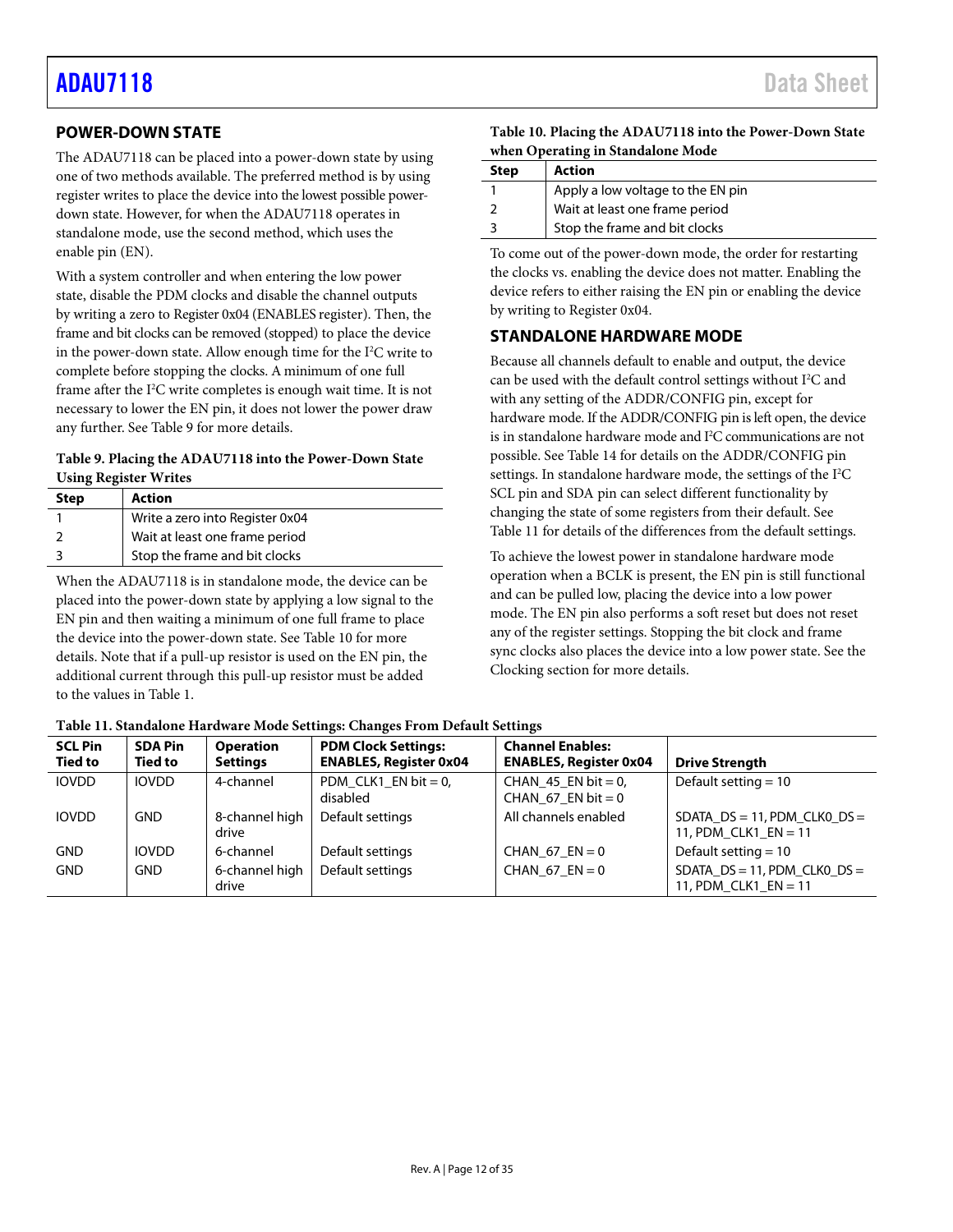## POWER-DOWN STATE

The ADAU7118 can be placed into a power-down state by using one of two methods available. The preferred method is by using register writes to place the device into the lowest possible power-down state. However, for when the ADAU7118 operates in standalone mode, use the second method, which uses the enable pin (EN).

With a system controller and when entering the low power state, disable the PDM clocks and disable the channel outputs by writing a zero to Register 0x04 (ENABLES register). Then, the frame and bit clocks can be removed (stopped) to place the device in the power-down state. Allow enough time for the I²C write to complete before stopping the clocks. A minimum of one full frame after the I²C write completes is enough wait time. It is not necessary to lower the EN pin, it does not lower the power draw any further. See Table 9 for more details.

**Table 9. Placing the ADAU7118 into the Power-Down State Using Register Writes**

| Step | Action |
|---|---|
| 1 | Write a zero into Register 0x04 |
| 2 | Wait at least one frame period |
| 3 | Stop the frame and bit clocks |

When the ADAU7118 is in standalone mode, the device can be placed into the power-down state by applying a low signal to the EN pin and then waiting a minimum of one full frame to place the device into the power-down state. See Table 10 for more details. Note that if a pull-up resistor is used on the EN pin, the additional current through this pull-up resistor must be added to the values in Table 1.

**Table 10. Placing the ADAU7118 into the Power-Down State when Operating in Standalone Mode**

| Step | Action |
|---|---|
| 1 | Apply a low voltage to the EN pin |
| 2 | Wait at least one frame period |
| 3 | Stop the frame and bit clocks |

To come out of the power-down mode, the order for restarting the clocks vs. enabling the device does not matter. Enabling the device refers to either raising the EN pin or enabling the device by writing to Register 0x04.

## STANDALONE HARDWARE MODE

Because all channels default to enable and output, the device can be used with the default control settings without I²C and with any setting of the ADDR/CONFIG pin, except for hardware mode. If the ADDR/CONFIG pin is left open, the device is in standalone hardware mode and I²C communications are not possible. See Table 14 for details on the ADDR/CONFIG pin settings. In standalone hardware mode, the settings of the I²C SCL pin and SDA pin can select different functionality by changing the state of some registers from their default. See Table 11 for details of the differences from the default settings.

To achieve the lowest power in standalone hardware mode operation when a BCLK is present, the EN pin is still functional and can be pulled low, placing the device into a low power mode. The EN pin also performs a soft reset but does not reset any of the register settings. Stopping the bit clock and frame sync clocks also places the device into a low power state. See the Clocking section for more details.

**Table 11. Standalone Hardware Mode Settings: Changes From Default Settings**

| SCL Pin Tied to | SDA Pin Tied to | Operation Settings | PDM Clock Settings: ENABLES, Register 0x04 | Channel Enables: ENABLES, Register 0x04 | Drive Strength |
|---|---|---|---|---|---|
| IOVDD | IOVDD | 4-channel | PDM_CLK1_EN bit = 0, disabled | CHAN_45_EN bit = 0, CHAN_67_EN bit = 0 | Default setting = 10 |
| IOVDD | GND | 8-channel high drive | Default settings | All channels enabled | SDATA_DS = 11, PDM_CLK0_DS = 11, PDM_CLK1_EN = 11 |
| GND | IOVDD | 6-channel | Default settings | CHAN_67_EN = 0 | Default setting = 10 |
| GND | GND | 6-channel high drive | Default settings | CHAN_67_EN = 0 | SDATA_DS = 11, PDM_CLK0_DS = 11, PDM_CLK1_EN = 11 |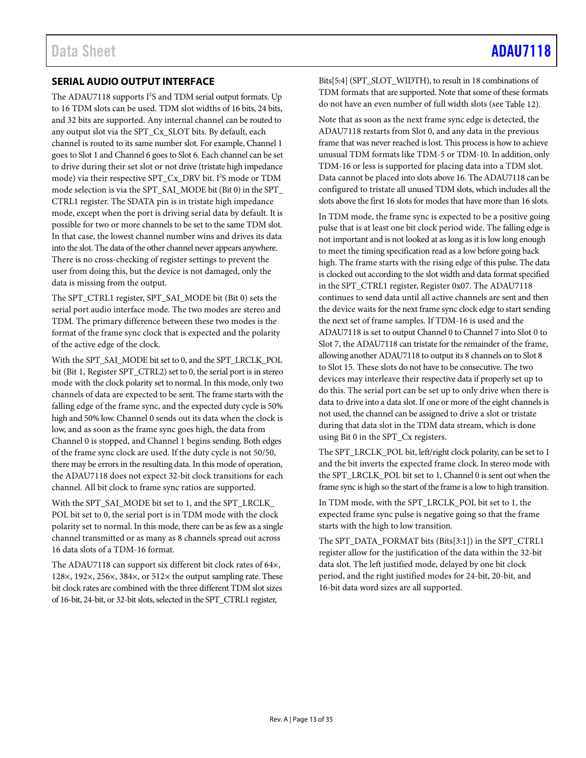## SERIAL AUDIO OUTPUT INTERFACE

The ADAU7118 supports I²S and TDM serial output formats. Up to 16 TDM slots can be used. TDM slot widths of 16 bits, 24 bits, and 32 bits are supported. Any internal channel can be routed to any output slot via the SPT_Cx_SLOT bits. By default, each channel is routed to its same number slot. For example, Channel 1 goes to Slot 1 and Channel 6 goes to Slot 6. Each channel can be set to drive during their set slot or not drive (tristate high impedance mode) via their respective SPT_Cx_DRV bit. I²S mode or TDM mode selection is via the SPT_SAI_MODE bit (Bit 0) in the SPT_CTRL1 register. The SDATA pin is in tristate high impedance mode, except when the port is driving serial data by default. It is possible for two or more channels to be set to the same TDM slot. In that case, the lowest channel number wins and drives its data into the slot. The data of the other channel never appears anywhere. There is no cross-checking of register settings to prevent the user from doing this, but the device is not damaged, only the data is missing from the output.

The SPT_CTRL1 register, SPT_SAI_MODE bit (Bit 0) sets the serial port audio interface mode. The two modes are stereo and TDM. The primary difference between these two modes is the format of the frame sync clock that is expected and the polarity of the active edge of the clock.

With the SPT_SAI_MODE bit set to 0, and the SPT_LRCLK_POL bit (Bit 1, Register SPT_CTRL2) set to 0, the serial port is in stereo mode with the clock polarity set to normal. In this mode, only two channels of data are expected to be sent. The frame starts with the falling edge of the frame sync, and the expected duty cycle is 50% high and 50% low. Channel 0 sends out its data when the clock is low, and as soon as the frame sync goes high, the data from Channel 0 is stopped, and Channel 1 begins sending. Both edges of the frame sync clock are used. If the duty cycle is not 50/50, there may be errors in the resulting data. In this mode of operation, the ADAU7118 does not expect 32-bit clock transitions for each channel. All bit clock to frame sync ratios are supported.

With the SPT_SAI_MODE bit set to 1, and the SPT_LRCLK_POL bit set to 0, the serial port is in TDM mode with the clock polarity set to normal. In this mode, there can be as few as a single channel transmitted or as many as 8 channels spread out across 16 data slots of a TDM-16 format.

The ADAU7118 can support six different bit clock rates of 64×, 128×, 192×, 256×, 384×, or 512× the output sampling rate. These bit clock rates are combined with the three different TDM slot sizes of 16-bit, 24-bit, or 32-bit slots, selected in the SPT_CTRL1 register, Bits[5:4] (SPT_SLOT_WIDTH), to result in 18 combinations of TDM formats that are supported. Note that some of these formats do not have an even number of full width slots (see Table 12).

Note that as soon as the next frame sync edge is detected, the ADAU7118 restarts from Slot 0, and any data in the previous frame that was never reached is lost. This process is how to achieve unusual TDM formats like TDM-5 or TDM-10. In addition, only TDM-16 or less is supported for placing data into a TDM slot. Data cannot be placed into slots above 16. The ADAU7118 can be configured to tristate all unused TDM slots, which includes all the slots above the first 16 slots for modes that have more than 16 slots.

In TDM mode, the frame sync is expected to be a positive going pulse that is at least one bit clock period wide. The falling edge is not important and is not looked at as long as it is low long enough to meet the timing specification read as a low before going back high. The frame starts with the rising edge of this pulse. The data is clocked out according to the slot width and data format specified in the SPT_CTRL1 register, Register 0x07. The ADAU7118 continues to send data until all active channels are sent and then the device waits for the next frame sync clock edge to start sending the next set of frame samples. If TDM-16 is used and the ADAU7118 is set to output Channel 0 to Channel 7 into Slot 0 to Slot 7, the ADAU7118 can tristate for the remainder of the frame, allowing another ADAU7118 to output its 8 channels on to Slot 8 to Slot 15. These slots do not have to be consecutive. The two devices may interleave their respective data if properly set up to do this. The serial port can be set up to only drive when there is data to drive into a data slot. If one or more of the eight channels is not used, the channel can be assigned to drive a slot or tristate during that data slot in the TDM data stream, which is done using Bit 0 in the SPT_Cx registers.

The SPT_LRCLK_POL bit, left/right clock polarity, can be set to 1 and the bit inverts the expected frame clock. In stereo mode with the SPT_LRCLK_POL bit set to 1, Channel 0 is sent out when the frame sync is high so the start of the frame is a low to high transition.

In TDM mode, with the SPT_LRCLK_POL bit set to 1, the expected frame sync pulse is negative going so that the frame starts with the high to low transition.

The SPT_DATA_FORMAT bits (Bits[3:1]) in the SPT_CTRL1 register allow for the justification of the data within the 32-bit data slot. The left justified mode, delayed by one bit clock period, and the right justified modes for 24-bit, 20-bit, and 16-bit data word sizes are all supported.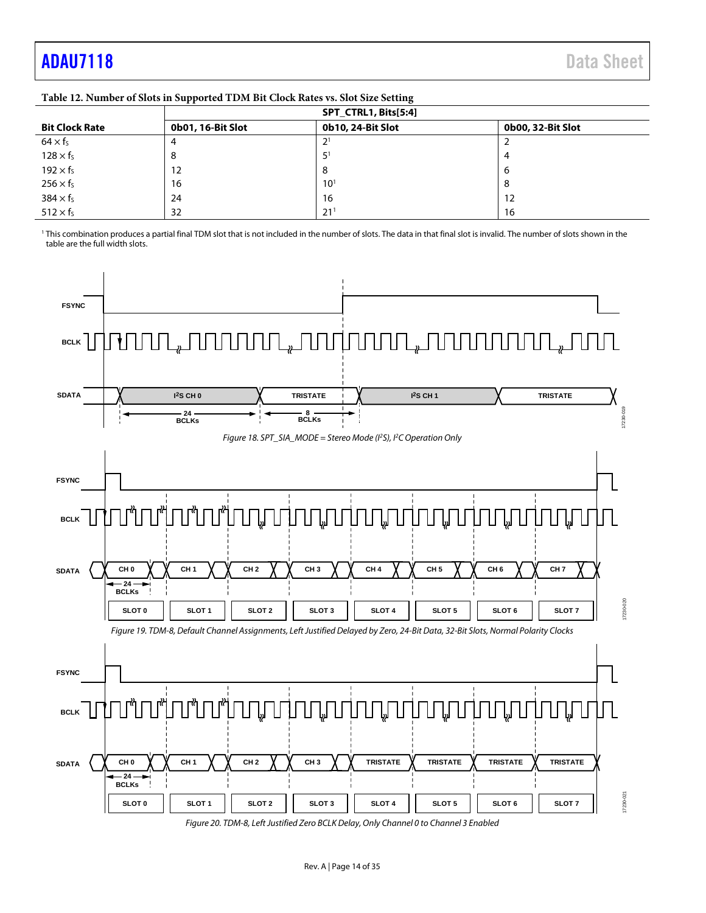**Table 12. Number of Slots in Supported TDM Bit Clock Rates vs. Slot Size Setting**

| | SPT_CTRL1, Bits[5:4] | | |
|---|---|---|---|
| **Bit Clock Rate** | **0b01, 16-Bit Slot** | **0b10, 24-Bit Slot** | **0b00, 32-Bit Slot** |
| $64 \times f_S$ | 4 | 2[1] | 2 |
| $128 \times f_S$ | 8 | 5[1] | 4 |
| $192 \times f_S$ | 12 | 8 | 6 |
| $256 \times f_S$ | 16 | 10[1] | 8 |
| $384 \times f_S$ | 24 | 16 | 12 |
| $512 \times f_S$ | 32 | 21[1] | 16 |

[1] This combination produces a partial final TDM slot that is not included in the number of slots. The data in that final slot is invalid. The number of slots shown in the table are the full width slots.

*Figure 18. SPT_SIA_MODE = Stereo Mode (I²S), I²C Operation Only*

*Figure 19. TDM-8, Default Channel Assignments, Left Justified Delayed by Zero, 24-Bit Data, 32-Bit Slots, Normal Polarity Clocks*

*Figure 20. TDM-8, Left Justified Zero BCLK Delay, Only Channel 0 to Channel 3 Enabled*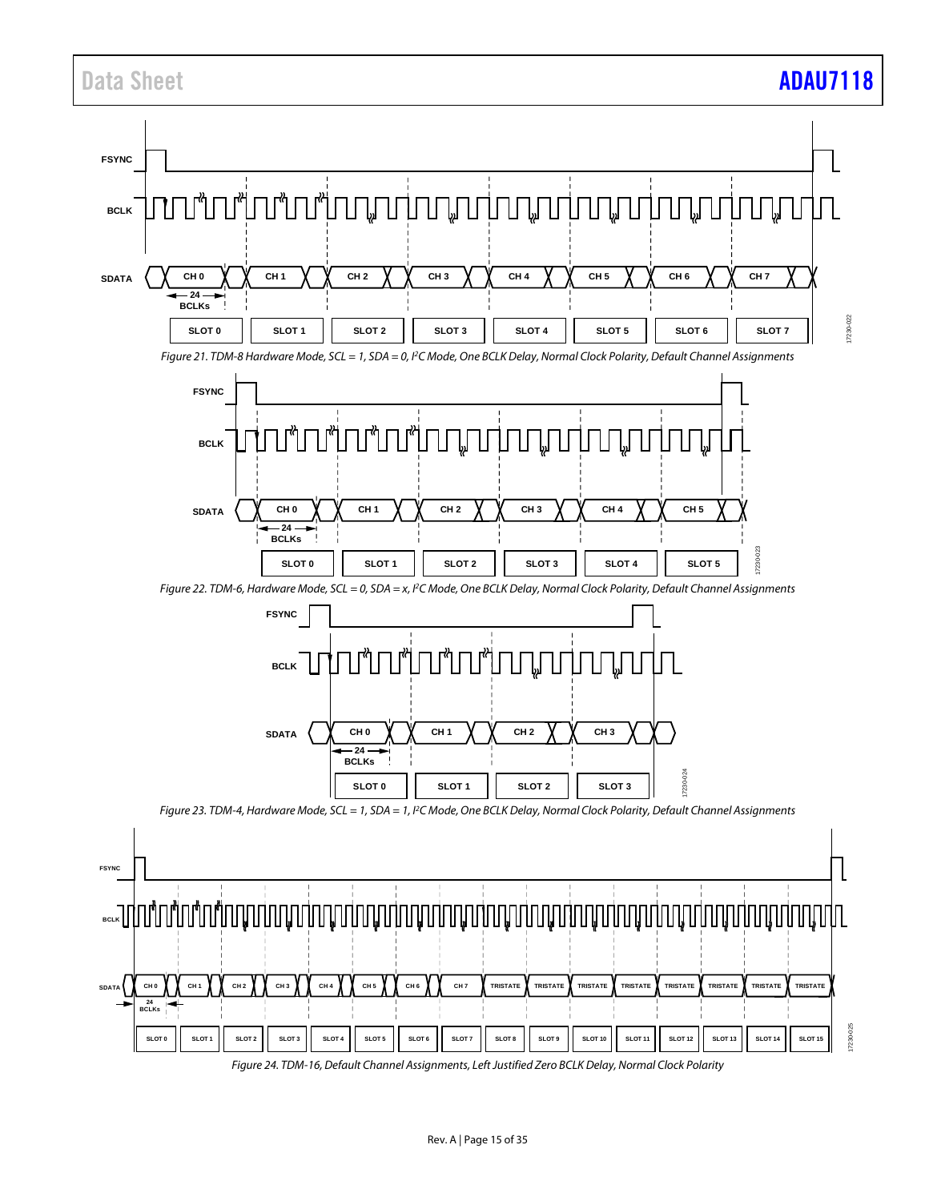FSYNC

BCLK

SDATA CH 0 CH 1 CH 2 CH 3 CH 4 CH 5 CH 6 CH 7

24 BCLKs

SLOT 0 SLOT 1 SLOT 2 SLOT 3 SLOT 4 SLOT 5 SLOT 6 SLOT 7

17230-022

*Figure 21. TDM-8 Hardware Mode, SCL = 1, SDA = 0, I²C Mode, One BCLK Delay, Normal Clock Polarity, Default Channel Assignments*

FSYNC

BCLK

SDATA CH 0 CH 1 CH 2 CH 3 CH 4 CH 5

24 BCLKs

SLOT 0 SLOT 1 SLOT 2 SLOT 3 SLOT 4 SLOT 5

17230-023

*Figure 22. TDM-6, Hardware Mode, SCL = 0, SDA = x, I²C Mode, One BCLK Delay, Normal Clock Polarity, Default Channel Assignments*

FSYNC

BCLK

SDATA CH 0 CH 1 CH 2 CH 3

24 BCLKs

SLOT 0 SLOT 1 SLOT 2 SLOT 3

17230-024

*Figure 23. TDM-4, Hardware Mode, SCL = 1, SDA = 1, I²C Mode, One BCLK Delay, Normal Clock Polarity, Default Channel Assignments*

FSYNC

BCLK

SDATA CH 0 CH 1 CH 2 CH 3 CH 4 CH 5 CH 6 CH 7 TRISTATE TRISTATE TRISTATE TRISTATE TRISTATE TRISTATE TRISTATE TRISTATE

24 BCLKs

SLOT 0 SLOT 1 SLOT 2 SLOT 3 SLOT 4 SLOT 5 SLOT 6 SLOT 7 SLOT 8 SLOT 9 SLOT 10 SLOT 11 SLOT 12 SLOT 13 SLOT 14 SLOT 15

17230-025

*Figure 24. TDM-16, Default Channel Assignments, Left Justified Zero BCLK Delay, Normal Clock Polarity*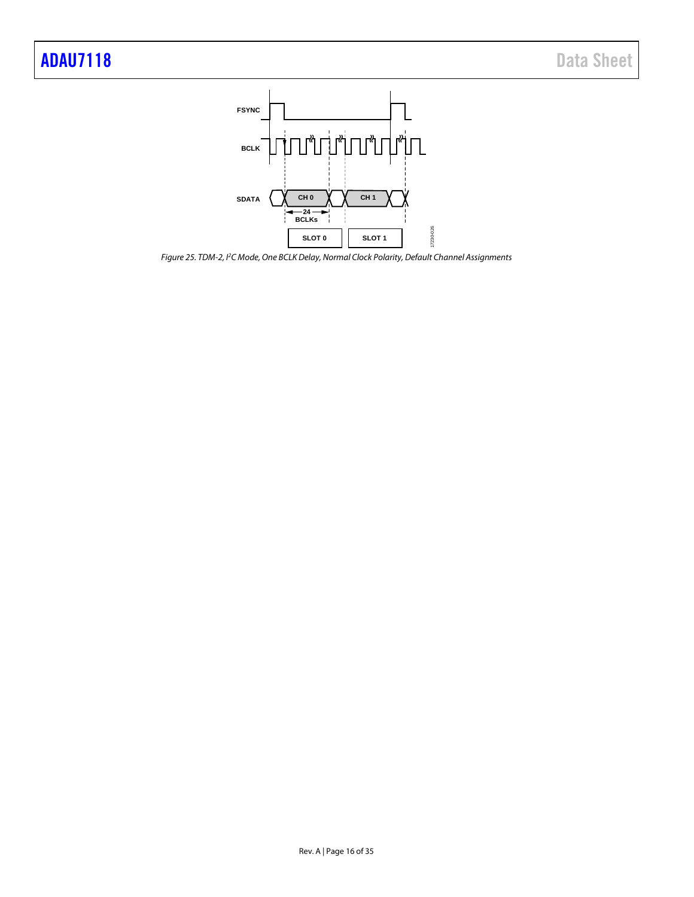Figure 25. TDM-2, I2C Mode, One BCLK Delay, Normal Clock Polarity, Default Channel Assignments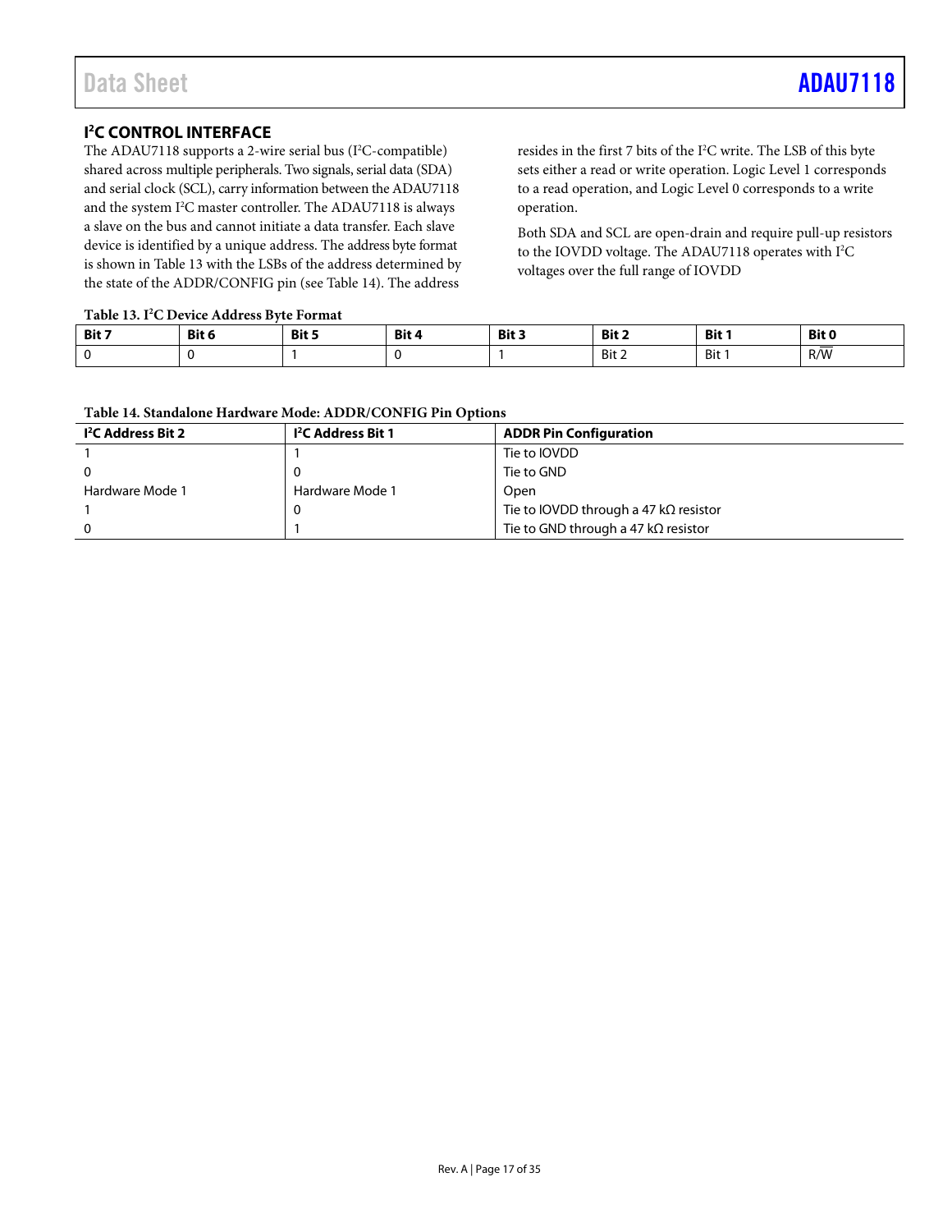## I²C CONTROL INTERFACE

The ADAU7118 supports a 2-wire serial bus (I²C-compatible) shared across multiple peripherals. Two signals, serial data (SDA) and serial clock (SCL), carry information between the ADAU7118 and the system I²C master controller. The ADAU7118 is always a slave on the bus and cannot initiate a data transfer. Each slave device is identified by a unique address. The address byte format is shown in Table 13 with the LSBs of the address determined by the state of the ADDR/CONFIG pin (see Table 14). The address resides in the first 7 bits of the I²C write. The LSB of this byte sets either a read or write operation. Logic Level 1 corresponds to a read operation, and Logic Level 0 corresponds to a write operation.

Both SDA and SCL are open-drain and require pull-up resistors to the IOVDD voltage. The ADAU7118 operates with I²C voltages over the full range of IOVDD

**Table 13. I²C Device Address Byte Format**

| Bit 7 | Bit 6 | Bit 5 | Bit 4 | Bit 3 | Bit 2 | Bit 1 | Bit 0 |
|---|---|---|---|---|---|---|---|
| 0 | 0 | 1 | 0 | 1 | Bit 2 | Bit 1 | R/$\overline{W}$ |

**Table 14. Standalone Hardware Mode: ADDR/CONFIG Pin Options**

| I²C Address Bit 2 | I²C Address Bit 1 | ADDR Pin Configuration |
|---|---|---|
| 1 | 1 | Tie to IOVDD |
| 0 | 0 | Tie to GND |
| Hardware Mode 1 | Hardware Mode 1 | Open |
| 1 | 0 | Tie to IOVDD through a 47 kΩ resistor |
| 0 | 1 | Tie to GND through a 47 kΩ resistor |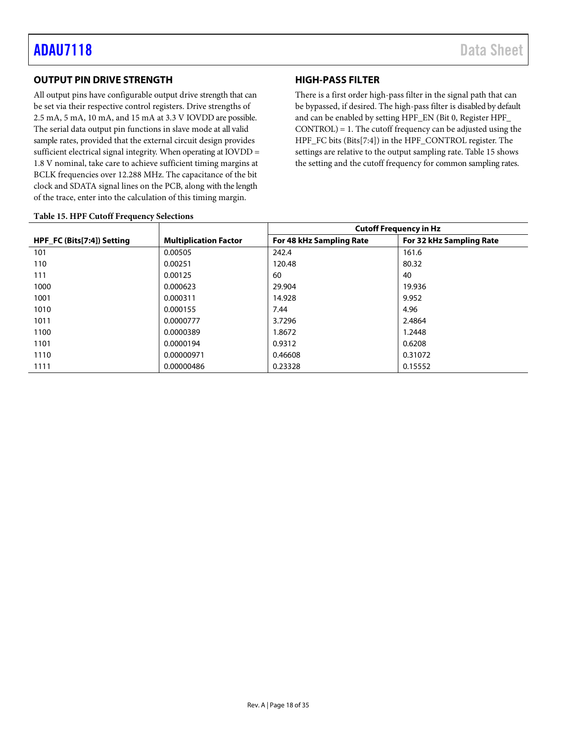## OUTPUT PIN DRIVE STRENGTH

All output pins have configurable output drive strength that can be set via their respective control registers. Drive strengths of 2.5 mA, 5 mA, 10 mA, and 15 mA at 3.3 V IOVDD are possible. The serial data output pin functions in slave mode at all valid sample rates, provided that the external circuit design provides sufficient electrical signal integrity. When operating at IOVDD = 1.8 V nominal, take care to achieve sufficient timing margins at BCLK frequencies over 12.288 MHz. The capacitance of the bit clock and SDATA signal lines on the PCB, along with the length of the trace, enter into the calculation of this timing margin.

## HIGH-PASS FILTER

There is a first order high-pass filter in the signal path that can be bypassed, if desired. The high-pass filter is disabled by default and can be enabled by setting HPF_EN (Bit 0, Register HPF_CONTROL) = 1. The cutoff frequency can be adjusted using the HPF_FC bits (Bits[7:4]) in the HPF_CONTROL register. The settings are relative to the output sampling rate. Table 15 shows the setting and the cutoff frequency for common sampling rates.

**Table 15. HPF Cutoff Frequency Selections**

| | | Cutoff Frequency in Hz | |
|---|---|---|---|
| **HPF_FC (Bits[7:4]) Setting** | **Multiplication Factor** | **For 48 kHz Sampling Rate** | **For 32 kHz Sampling Rate** |
| 101 | 0.00505 | 242.4 | 161.6 |
| 110 | 0.00251 | 120.48 | 80.32 |
| 111 | 0.00125 | 60 | 40 |
| 1000 | 0.000623 | 29.904 | 19.936 |
| 1001 | 0.000311 | 14.928 | 9.952 |
| 1010 | 0.000155 | 7.44 | 4.96 |
| 1011 | 0.0000777 | 3.7296 | 2.4864 |
| 1100 | 0.0000389 | 1.8672 | 1.2448 |
| 1101 | 0.0000194 | 0.9312 | 0.6208 |
| 1110 | 0.00000971 | 0.46608 | 0.31072 |
| 1111 | 0.00000486 | 0.23328 | 0.15552 |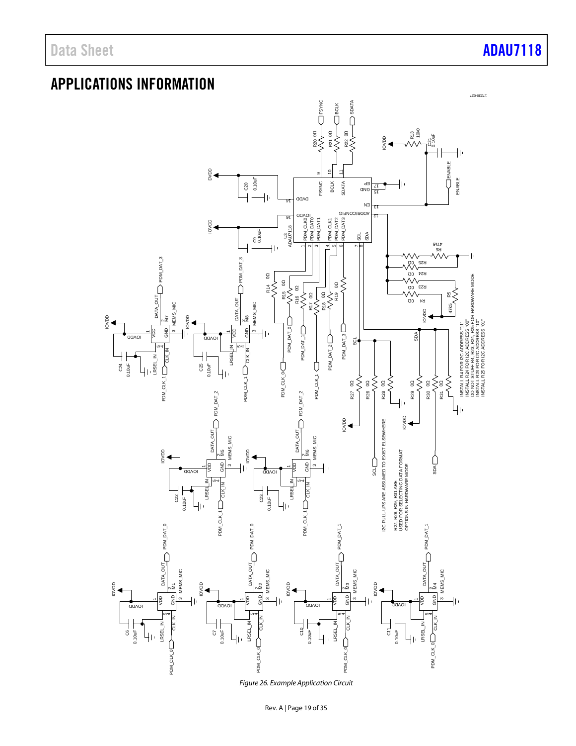## APPLICATIONS INFORMATION

*Figure 26. Example Application Circuit*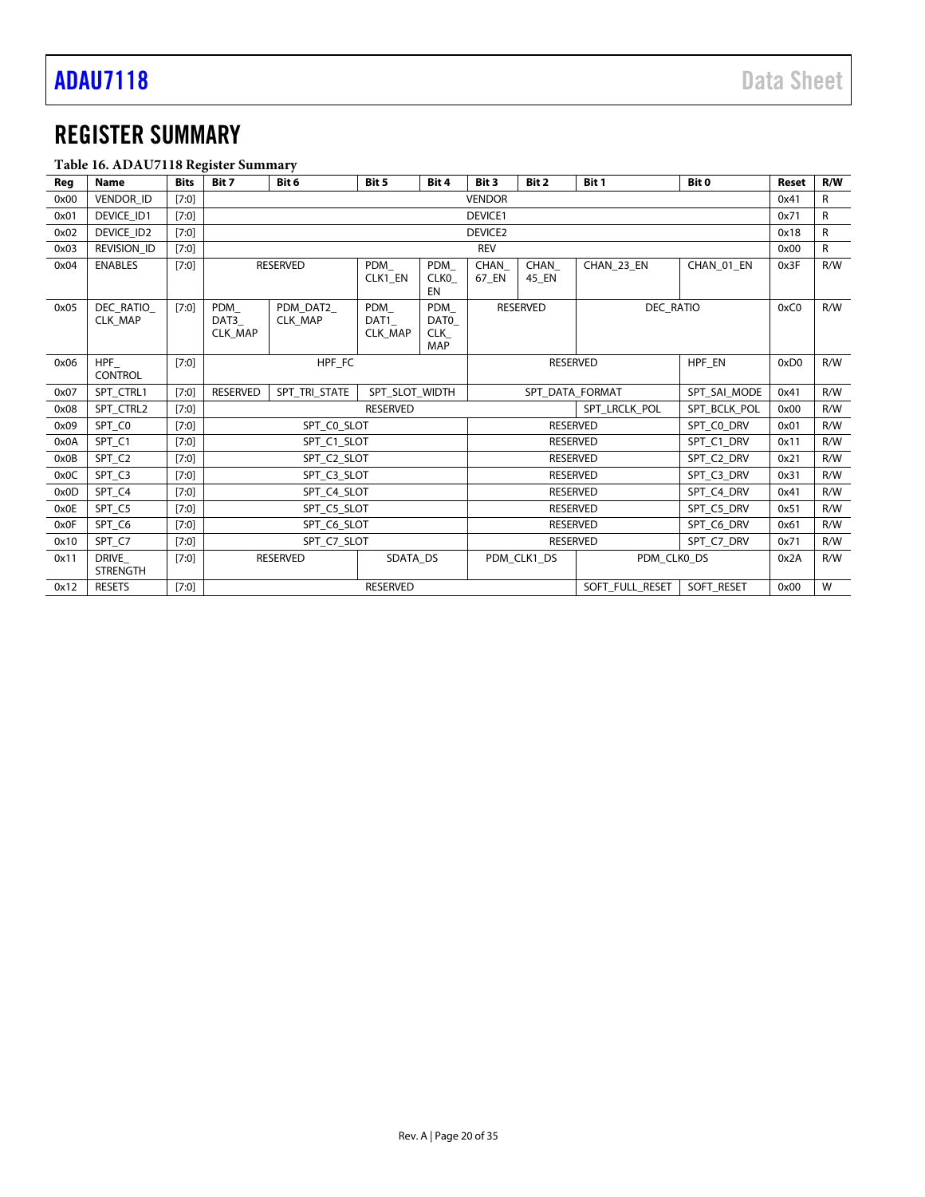## REGISTER SUMMARY

**Table 16. ADAU7118 Register Summary**

| Reg | Name | Bits | Bit 7 | Bit 6 | Bit 5 | Bit 4 | Bit 3 | Bit 2 | Bit 1 | Bit 0 | Reset | R/W |
|---|---|---|---|---|---|---|---|---|---|---|---|---|
| 0x00 | VENDOR_ID | [7:0] | VENDOR | | | | | | | | 0x41 | R |
| 0x01 | DEVICE_ID1 | [7:0] | DEVICE1 | | | | | | | | 0x71 | R |
| 0x02 | DEVICE_ID2 | [7:0] | DEVICE2 | | | | | | | | 0x18 | R |
| 0x03 | REVISION_ID | [7:0] | REV | | | | | | | | 0x00 | R |
| 0x04 | ENABLES | [7:0] | RESERVED | | PDM_CLK1_EN | PDM_CLK0_EN | CHAN_67_EN | CHAN_45_EN | CHAN_23_EN | CHAN_01_EN | 0x3F | R/W |
| 0x05 | DEC_RATIO_CLK_MAP | [7:0] | PDM_DAT3_CLK_MAP | PDM_DAT2_CLK_MAP | PDM_DAT1_CLK_MAP | PDM_DAT0_CLK_MAP | RESERVED | | DEC_RATIO | | 0xC0 | R/W |
| 0x06 | HPF_CONTROL | [7:0] | HPF_FC | | | | RESERVED | | | HPF_EN | 0xD0 | R/W |
| 0x07 | SPT_CTRL1 | [7:0] | RESERVED | SPT_TRI_STATE | SPT_SLOT_WIDTH | | SPT_DATA_FORMAT | | | SPT_SAI_MODE | 0x41 | R/W |
| 0x08 | SPT_CTRL2 | [7:0] | RESERVED | | | | | | SPT_LRCLK_POL | SPT_BCLK_POL | 0x00 | R/W |
| 0x09 | SPT_C0 | [7:0] | SPT_C0_SLOT | | | | RESERVED | | | SPT_C0_DRV | 0x01 | R/W |
| 0x0A | SPT_C1 | [7:0] | SPT_C1_SLOT | | | | RESERVED | | | SPT_C1_DRV | 0x11 | R/W |
| 0x0B | SPT_C2 | [7:0] | SPT_C2_SLOT | | | | RESERVED | | | SPT_C2_DRV | 0x21 | R/W |
| 0x0C | SPT_C3 | [7:0] | SPT_C3_SLOT | | | | RESERVED | | | SPT_C3_DRV | 0x31 | R/W |
| 0x0D | SPT_C4 | [7:0] | SPT_C4_SLOT | | | | RESERVED | | | SPT_C4_DRV | 0x41 | R/W |
| 0x0E | SPT_C5 | [7:0] | SPT_C5_SLOT | | | | RESERVED | | | SPT_C5_DRV | 0x51 | R/W |
| 0x0F | SPT_C6 | [7:0] | SPT_C6_SLOT | | | | RESERVED | | | SPT_C6_DRV | 0x61 | R/W |
| 0x10 | SPT_C7 | [7:0] | SPT_C7_SLOT | | | | RESERVED | | | SPT_C7_DRV | 0x71 | R/W |
| 0x11 | DRIVE_STRENGTH | [7:0] | RESERVED | | SDATA_DS | | PDM_CLK1_DS | | PDM_CLK0_DS | | 0x2A | R/W |
| 0x12 | RESETS | [7:0] | RESERVED | | | | | | SOFT_FULL_RESET | SOFT_RESET | 0x00 | W |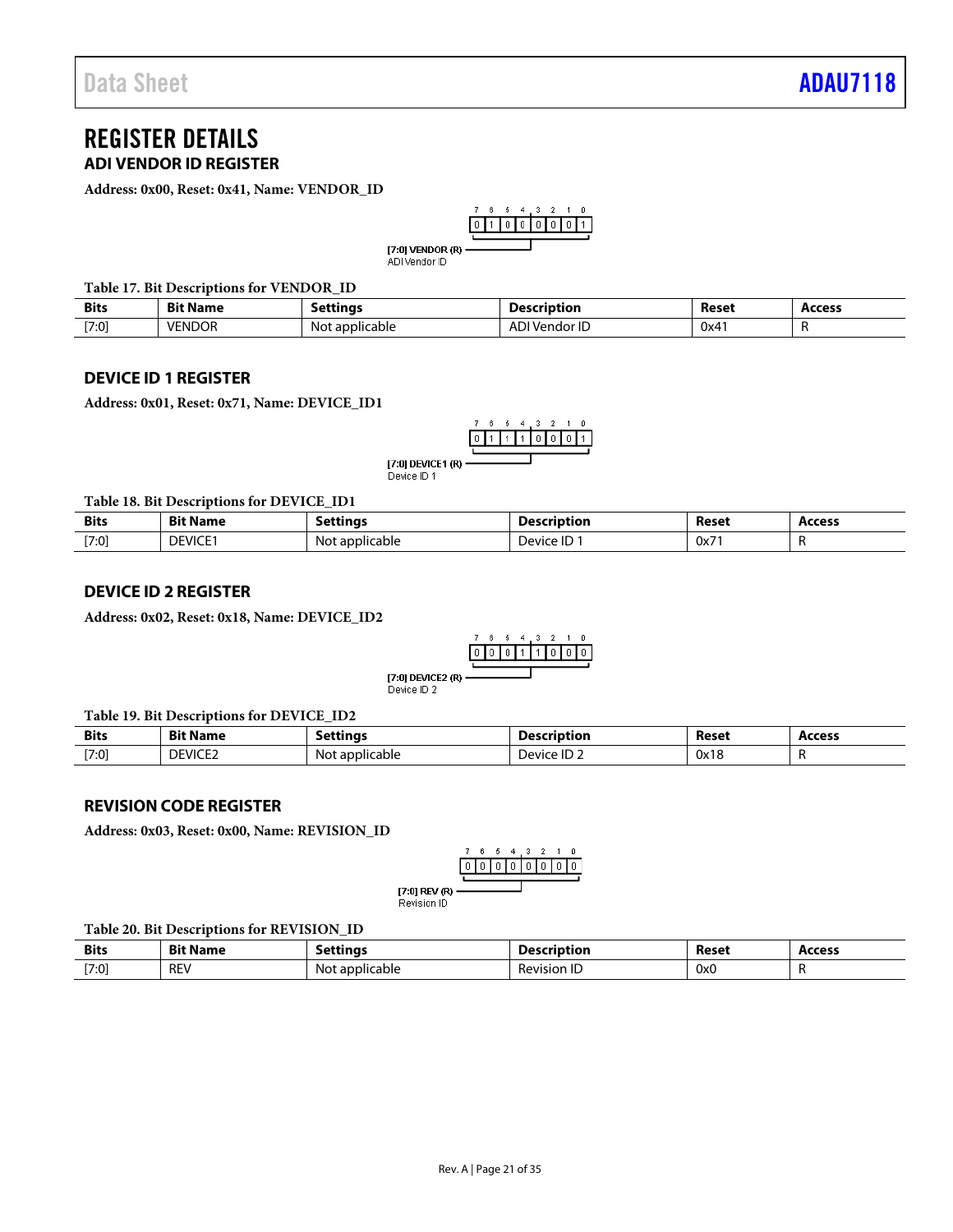# REGISTER DETAILS

## ADI VENDOR ID REGISTER

**Address: 0x00, Reset: 0x41, Name: VENDOR_ID**

| 7 | 6 | 5 | 4 | 3 | 2 | 1 | 0 |
|---|---|---|---|---|---|---|---|
| 0 | 1 | 0 | 0 | 0 | 0 | 0 | 1 |

**[7:0] VENDOR (R)**
ADI Vendor ID

**Table 17. Bit Descriptions for VENDOR_ID**

| Bits | Bit Name | Settings | Description | Reset | Access |
|---|---|---|---|---|---|
| [7:0] | VENDOR | Not applicable | ADI Vendor ID | 0x41 | R |

## DEVICE ID 1 REGISTER

**Address: 0x01, Reset: 0x71, Name: DEVICE_ID1**

| 7 | 6 | 5 | 4 | 3 | 2 | 1 | 0 |
|---|---|---|---|---|---|---|---|
| 0 | 1 | 1 | 1 | 0 | 0 | 0 | 1 |

**[7:0] DEVICE1 (R)**
Device ID 1

**Table 18. Bit Descriptions for DEVICE_ID1**

| Bits | Bit Name | Settings | Description | Reset | Access |
|---|---|---|---|---|---|
| [7:0] | DEVICE1 | Not applicable | Device ID 1 | 0x71 | R |

## DEVICE ID 2 REGISTER

**Address: 0x02, Reset: 0x18, Name: DEVICE_ID2**

| 7 | 6 | 5 | 4 | 3 | 2 | 1 | 0 |
|---|---|---|---|---|---|---|---|
| 0 | 0 | 0 | 1 | 1 | 0 | 0 | 0 |

**[7:0] DEVICE2 (R)**
Device ID 2

**Table 19. Bit Descriptions for DEVICE_ID2**

| Bits | Bit Name | Settings | Description | Reset | Access |
|---|---|---|---|---|---|
| [7:0] | DEVICE2 | Not applicable | Device ID 2 | 0x18 | R |

## REVISION CODE REGISTER

**Address: 0x03, Reset: 0x00, Name: REVISION_ID**

| 7 | 6 | 5 | 4 | 3 | 2 | 1 | 0 |
|---|---|---|---|---|---|---|---|
| 0 | 0 | 0 | 0 | 0 | 0 | 0 | 0 |

**[7:0] REV (R)**
Revision ID

**Table 20. Bit Descriptions for REVISION_ID**

| Bits | Bit Name | Settings | Description | Reset | Access |
|---|---|---|---|---|---|
| [7:0] | REV | Not applicable | Revision ID | 0x0 | R |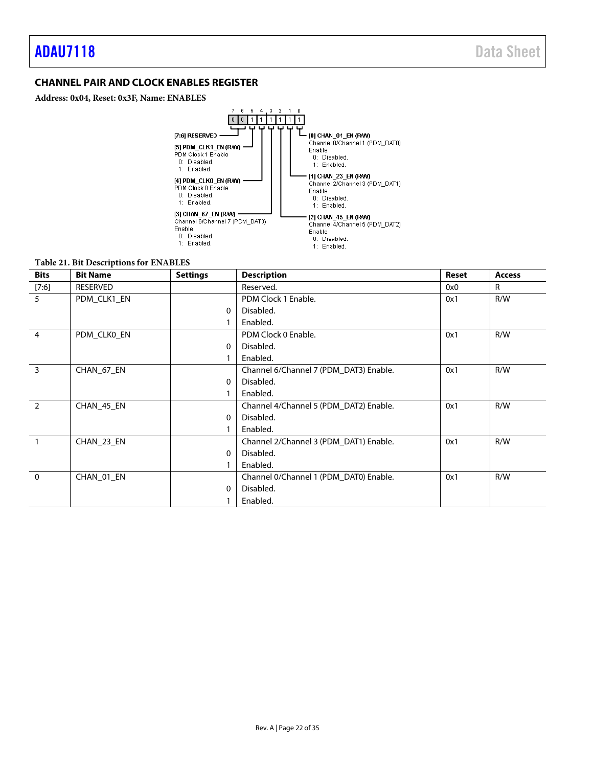## CHANNEL PAIR AND CLOCK ENABLES REGISTER

**Address: 0x04, Reset: 0x3F, Name: ENABLES**

```
 7   6   5   4   3   2   1   0
[0] [0] [1] [1] [1] [1] [1] [1]
```

- [7:6] RESERVED
- [5] PDM_CLK1_EN (R/W)  
  PDM Clock 1 Enable  
  0: Disabled.  
  1: Enabled.
- [4] PDM_CLK0_EN (R/W)  
  PDM Clock 0 Enable  
  0: Disabled.  
  1: Enabled.
- [3] CHAN_67_EN (R/W)  
  Channel 6/Channel 7 (PDM_DAT3) Enable  
  0: Disabled.  
  1: Enabled.
- [2] CHAN_45_EN (R/W)  
  Channel 4/Channel 5 (PDM_DAT2) Enable  
  0: Disabled.  
  1: Enabled.
- [1] CHAN_23_EN (R/W)  
  Channel 2/Channel 3 (PDM_DAT1) Enable  
  0: Disabled.  
  1: Enabled.
- [0] CHAN_01_EN (R/W)  
  Channel 0/Channel 1 (PDM_DAT0) Enable  
  0: Disabled.  
  1: Enabled.

**Table 21. Bit Descriptions for ENABLES**

| Bits | Bit Name | Settings | Description | Reset | Access |
|---|---|---|---|---|---|
| [7:6] | RESERVED | | Reserved. | 0x0 | R |
| 5 | PDM_CLK1_EN | | PDM Clock 1 Enable. | 0x1 | R/W |
| | | 0 | Disabled. | | |
| | | 1 | Enabled. | | |
| 4 | PDM_CLK0_EN | | PDM Clock 0 Enable. | 0x1 | R/W |
| | | 0 | Disabled. | | |
| | | 1 | Enabled. | | |
| 3 | CHAN_67_EN | | Channel 6/Channel 7 (PDM_DAT3) Enable. | 0x1 | R/W |
| | | 0 | Disabled. | | |
| | | 1 | Enabled. | | |
| 2 | CHAN_45_EN | | Channel 4/Channel 5 (PDM_DAT2) Enable. | 0x1 | R/W |
| | | 0 | Disabled. | | |
| | | 1 | Enabled. | | |
| 1 | CHAN_23_EN | | Channel 2/Channel 3 (PDM_DAT1) Enable. | 0x1 | R/W |
| | | 0 | Disabled. | | |
| | | 1 | Enabled. | | |
| 0 | CHAN_01_EN | | Channel 0/Channel 1 (PDM_DAT0) Enable. | 0x1 | R/W |
| | | 0 | Disabled. | | |
| | | 1 | Enabled. | | |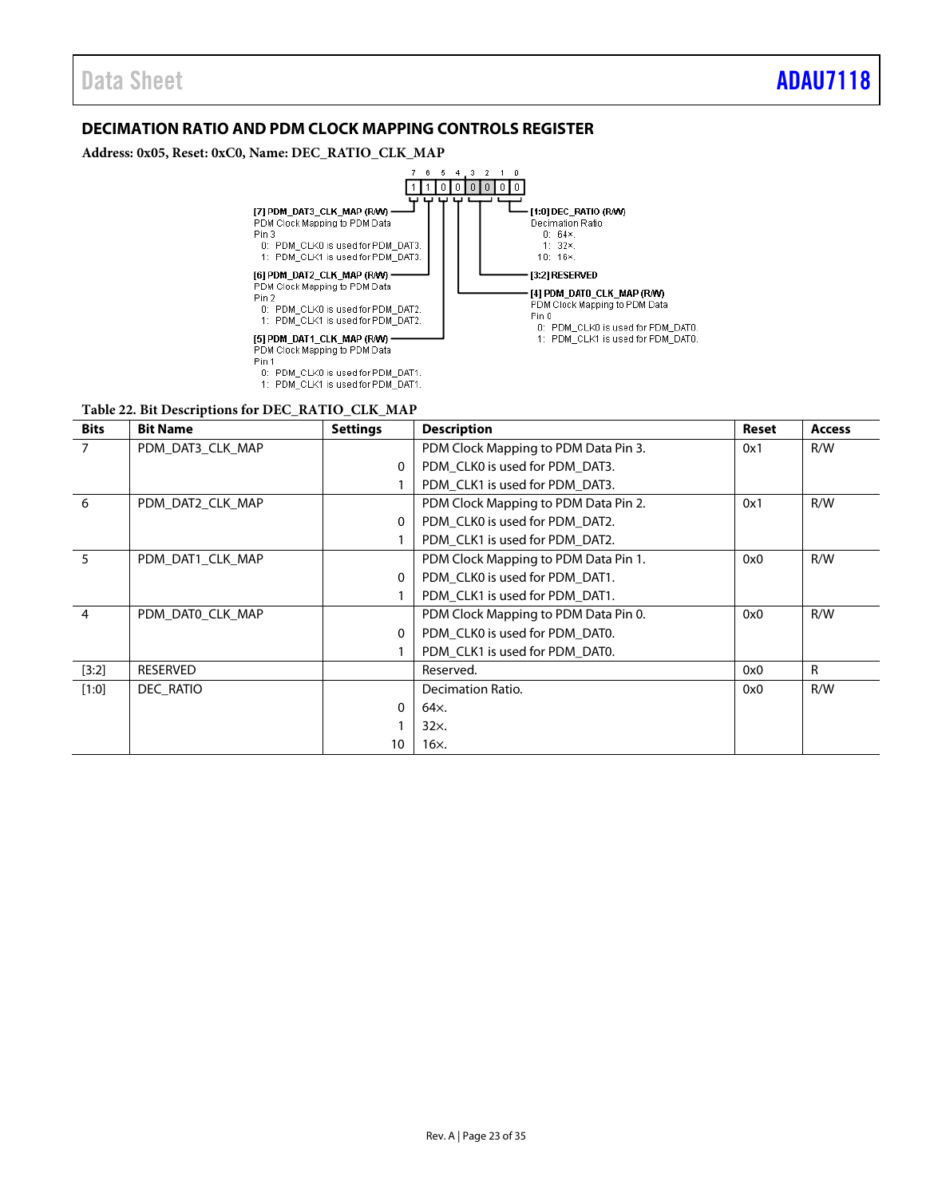### DECIMATION RATIO AND PDM CLOCK MAPPING CONTROLS REGISTER

**Address: 0x05, Reset: 0xC0, Name: DEC_RATIO_CLK_MAP**

| 7 | 6 | 5 | 4 | 3 | 2 | 1 | 0 |
|---|---|---|---|---|---|---|---|
| 1 | 1 | 0 | 0 | 0 | 0 | 0 | 0 |

[7] PDM_DAT3_CLK_MAP (R/W)
PDM Clock Mapping to PDM Data Pin 3
0: PDM_CLK0 is used for PDM_DAT3.
1: PDM_CLK1 is used for PDM_DAT3.

[6] PDM_DAT2_CLK_MAP (R/W)
PDM Clock Mapping to PDM Data Pin 2
0: PDM_CLK0 is used for PDM_DAT2.
1: PDM_CLK1 is used for PDM_DAT2.

[5] PDM_DAT1_CLK_MAP (R/W)
PDM Clock Mapping to PDM Data Pin 1
0: PDM_CLK0 is used for PDM_DAT1.
1: PDM_CLK1 is used for PDM_DAT1.

[4] PDM_DAT0_CLK_MAP (R/W)
PDM Clock Mapping to PDM Data Pin 0
0: PDM_CLK0 is used for PDM_DAT0.
1: PDM_CLK1 is used for PDM_DAT0.

[3:2] RESERVED

[1:0] DEC_RATIO (R/W)
Decimation Ratio
0: 64×.
1: 32×.
10: 16×.

**Table 22. Bit Descriptions for DEC_RATIO_CLK_MAP**

| Bits | Bit Name | Settings | Description | Reset | Access |
|---|---|---|---|---|---|
| 7 | PDM_DAT3_CLK_MAP | | PDM Clock Mapping to PDM Data Pin 3. | 0x1 | R/W |
| | | 0 | PDM_CLK0 is used for PDM_DAT3. | | |
| | | 1 | PDM_CLK1 is used for PDM_DAT3. | | |
| 6 | PDM_DAT2_CLK_MAP | | PDM Clock Mapping to PDM Data Pin 2. | 0x1 | R/W |
| | | 0 | PDM_CLK0 is used for PDM_DAT2. | | |
| | | 1 | PDM_CLK1 is used for PDM_DAT2. | | |
| 5 | PDM_DAT1_CLK_MAP | | PDM Clock Mapping to PDM Data Pin 1. | 0x0 | R/W |
| | | 0 | PDM_CLK0 is used for PDM_DAT1. | | |
| | | 1 | PDM_CLK1 is used for PDM_DAT1. | | |
| 4 | PDM_DAT0_CLK_MAP | | PDM Clock Mapping to PDM Data Pin 0. | 0x0 | R/W |
| | | 0 | PDM_CLK0 is used for PDM_DAT0. | | |
| | | 1 | PDM_CLK1 is used for PDM_DAT0. | | |
| [3:2] | RESERVED | | Reserved. | 0x0 | R |
| [1:0] | DEC_RATIO | | Decimation Ratio. | 0x0 | R/W |
| | | 0 | 64×. | | |
| | | 1 | 32×. | | |
| | | 10 | 16×. | | |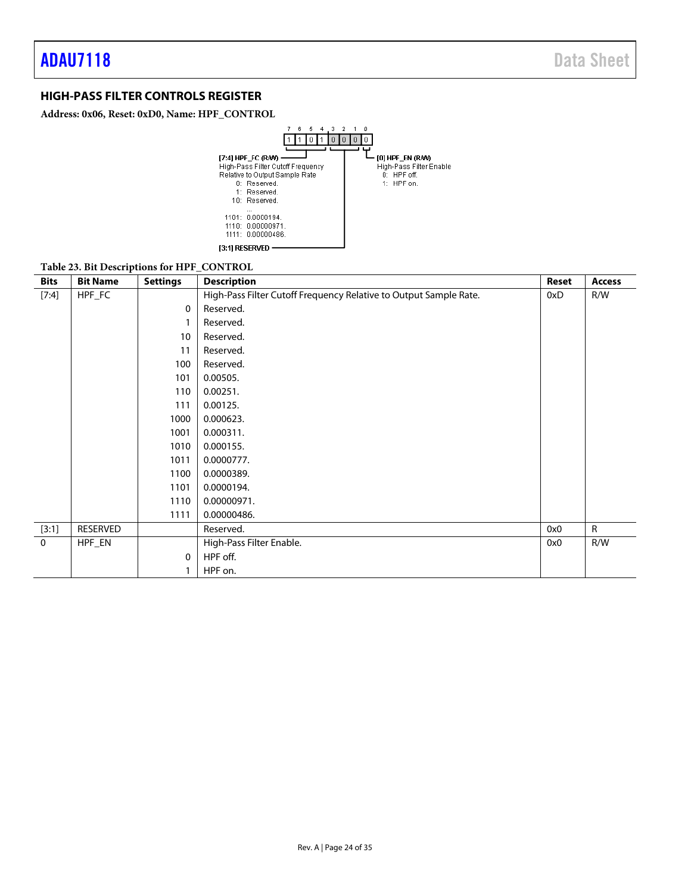## HIGH-PASS FILTER CONTROLS REGISTER

**Address: 0x06, Reset: 0xD0, Name: HPF_CONTROL**

```
 7   6   5   4   3   2   1   0
[1] [1] [0] [1] [0] [0] [0] [0]

[7:4] HPF_FC (R/W)
High-Pass Filter Cutoff Frequency
Relative to Output Sample Rate
    0: Reserved.
    1: Reserved.
   10: Reserved.
   ...
 1101: 0.0000194.
 1110: 0.00000971.
 1111: 0.00000486.

[3:1] RESERVED

[0] HPF_EN (R/W)
High-Pass Filter Enable
  0: HPF off.
  1: HPF on.
```

**Table 23. Bit Descriptions for HPF_CONTROL**

| Bits | Bit Name | Settings | Description | Reset | Access |
|---|---|---|---|---|---|
| [7:4] | HPF_FC | | High-Pass Filter Cutoff Frequency Relative to Output Sample Rate. | 0xD | R/W |
| | | 0 | Reserved. | | |
| | | 1 | Reserved. | | |
| | | 10 | Reserved. | | |
| | | 11 | Reserved. | | |
| | | 100 | Reserved. | | |
| | | 101 | 0.00505. | | |
| | | 110 | 0.00251. | | |
| | | 111 | 0.00125. | | |
| | | 1000 | 0.000623. | | |
| | | 1001 | 0.000311. | | |
| | | 1010 | 0.000155. | | |
| | | 1011 | 0.0000777. | | |
| | | 1100 | 0.0000389. | | |
| | | 1101 | 0.0000194. | | |
| | | 1110 | 0.00000971. | | |
| | | 1111 | 0.00000486. | | |
| [3:1] | RESERVED | | Reserved. | 0x0 | R |
| 0 | HPF_EN | | High-Pass Filter Enable. | 0x0 | R/W |
| | | 0 | HPF off. | | |
| | | 1 | HPF on. | | |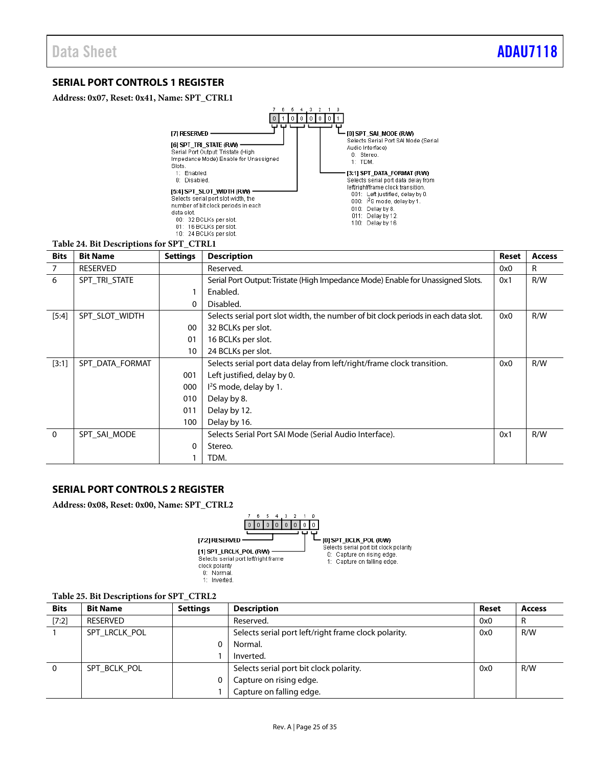## SERIAL PORT CONTROLS 1 REGISTER

**Address: 0x07, Reset: 0x41, Name: SPT_CTRL1**

| 7 | 6 | 5 | 4 | 3 | 2 | 1 | 0 |
|---|---|---|---|---|---|---|---|
| 0 | 1 | 0 | 0 | 0 | 0 | 0 | 1 |

[7] RESERVED

[6] SPT_TRI_STATE (R/W)
Serial Port Output: Tristate (High Impedance Mode) Enable for Unassigned Slots.
1: Enabled.
0: Disabled.

[5:4] SPT_SLOT_WIDTH (R/W)
Selects serial port slot width, the number of bit clock periods in each data slot.
00: 32 BCLKs per slot.
01: 16 BCLKs per slot.
10: 24 BCLKs per slot.

[3:1] SPT_DATA_FORMAT (R/W)
Selects serial port data delay from left/right/frame clock transition.
001: Left justified, delay by 0.
000: I²S mode, delay by 1.
010: Delay by 8.
011: Delay by 12.
100: Delay by 16.

[0] SPT_SAI_MODE (R/W)
Selects Serial Port SAI Mode (Serial Audio Interface).
0: Stereo.
1: TDM.

**Table 24. Bit Descriptions for SPT_CTRL1**

| Bits | Bit Name | Settings | Description | Reset | Access |
|---|---|---|---|---|---|
| 7 | RESERVED | | Reserved. | 0x0 | R |
| 6 | SPT_TRI_STATE | | Serial Port Output: Tristate (High Impedance Mode) Enable for Unassigned Slots. | 0x1 | R/W |
| | | 1 | Enabled. | | |
| | | 0 | Disabled. | | |
| [5:4] | SPT_SLOT_WIDTH | | Selects serial port slot width, the number of bit clock periods in each data slot. | 0x0 | R/W |
| | | 00 | 32 BCLKs per slot. | | |
| | | 01 | 16 BCLKs per slot. | | |
| | | 10 | 24 BCLKs per slot. | | |
| [3:1] | SPT_DATA_FORMAT | | Selects serial port data delay from left/right/frame clock transition. | 0x0 | R/W |
| | | 001 | Left justified, delay by 0. | | |
| | | 000 | I²S mode, delay by 1. | | |
| | | 010 | Delay by 8. | | |
| | | 011 | Delay by 12. | | |
| | | 100 | Delay by 16. | | |
| 0 | SPT_SAI_MODE | | Selects Serial Port SAI Mode (Serial Audio Interface). | 0x1 | R/W |
| | | 0 | Stereo. | | |
| | | 1 | TDM. | | |

## SERIAL PORT CONTROLS 2 REGISTER

**Address: 0x08, Reset: 0x00, Name: SPT_CTRL2**

| 7 | 6 | 5 | 4 | 3 | 2 | 1 | 0 |
|---|---|---|---|---|---|---|---|
| 0 | 0 | 0 | 0 | 0 | 0 | 0 | 0 |

[7:2] RESERVED

[1] SPT_LRCLK_POL (R/W)
Selects serial port left/right frame clock polarity
0: Normal.
1: Inverted.

[0] SPT_BCLK_POL (R/W)
Selects serial port bit clock polarity
0: Capture on rising edge.
1: Capture on falling edge.

**Table 25. Bit Descriptions for SPT_CTRL2**

| Bits | Bit Name | Settings | Description | Reset | Access |
|---|---|---|---|---|---|
| [7:2] | RESERVED | | Reserved. | 0x0 | R |
| 1 | SPT_LRCLK_POL | | Selects serial port left/right frame clock polarity. | 0x0 | R/W |
| | | 0 | Normal. | | |
| | | 1 | Inverted. | | |
| 0 | SPT_BCLK_POL | | Selects serial port bit clock polarity. | 0x0 | R/W |
| | | 0 | Capture on rising edge. | | |
| | | 1 | Capture on falling edge. | | |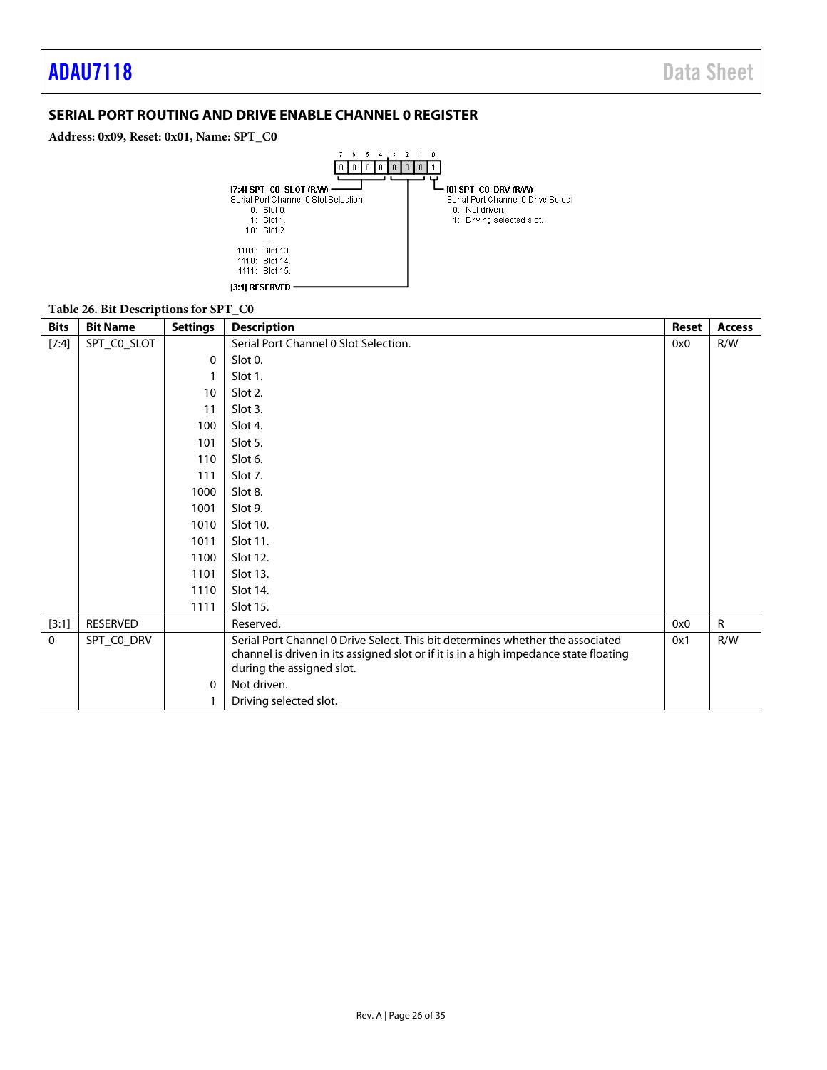## SERIAL PORT ROUTING AND DRIVE ENABLE CHANNEL 0 REGISTER

**Address: 0x09, Reset: 0x01, Name: SPT_C0**

```
 7   6   5   4   3   2   1   0
[0] [0] [0] [0] [0] [0] [0] [1]

[7:4] SPT_C0_SLOT (R/W)
Serial Port Channel 0 Slot Selection
    0: Slot 0.
    1: Slot 1.
   10: Slot 2.
   ...
 1101: Slot 13.
 1110: Slot 14.
 1111: Slot 15.

[3:1] RESERVED

[0] SPT_C0_DRV (R/W)
Serial Port Channel 0 Drive Select
  0: Not driven.
  1: Driving selected slot.
```

**Table 26. Bit Descriptions for SPT_C0**

| Bits | Bit Name | Settings | Description | Reset | Access |
|---|---|---|---|---|---|
| [7:4] | SPT_C0_SLOT | | Serial Port Channel 0 Slot Selection. | 0x0 | R/W |
| | | 0 | Slot 0. | | |
| | | 1 | Slot 1. | | |
| | | 10 | Slot 2. | | |
| | | 11 | Slot 3. | | |
| | | 100 | Slot 4. | | |
| | | 101 | Slot 5. | | |
| | | 110 | Slot 6. | | |
| | | 111 | Slot 7. | | |
| | | 1000 | Slot 8. | | |
| | | 1001 | Slot 9. | | |
| | | 1010 | Slot 10. | | |
| | | 1011 | Slot 11. | | |
| | | 1100 | Slot 12. | | |
| | | 1101 | Slot 13. | | |
| | | 1110 | Slot 14. | | |
| | | 1111 | Slot 15. | | |
| [3:1] | RESERVED | | Reserved. | 0x0 | R |
| 0 | SPT_C0_DRV | | Serial Port Channel 0 Drive Select. This bit determines whether the associated channel is driven in its assigned slot or if it is in a high impedance state floating during the assigned slot. | 0x1 | R/W |
| | | 0 | Not driven. | | |
| | | 1 | Driving selected slot. | | |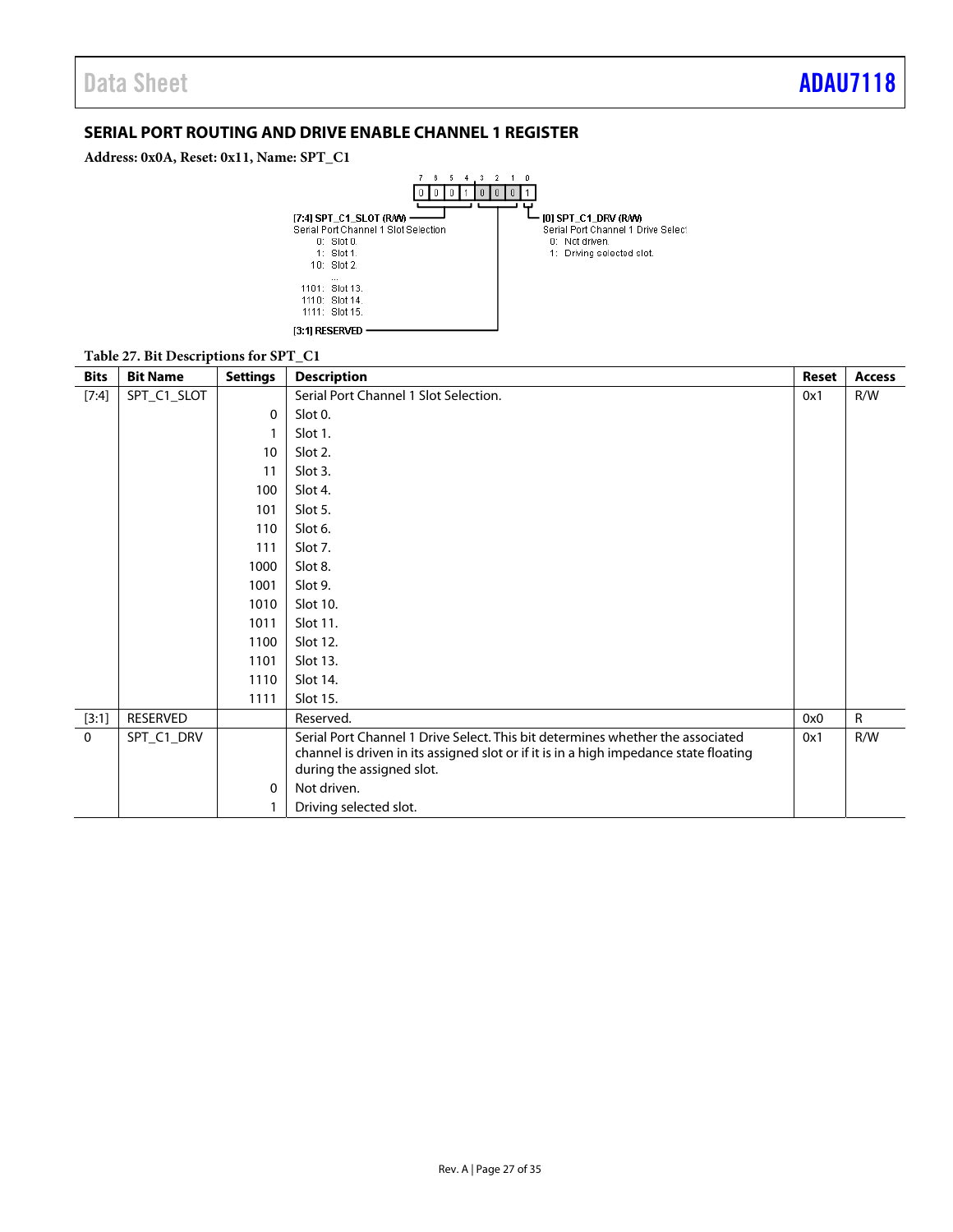## SERIAL PORT ROUTING AND DRIVE ENABLE CHANNEL 1 REGISTER

**Address: 0x0A, Reset: 0x11, Name: SPT_C1**

```
 7   6   5   4   3   2   1   0
[0] [0] [0] [1] [0] [0] [0] [1]

[7:4] SPT_C1_SLOT (R/W)
Serial Port Channel 1 Slot Selection
   0: Slot 0.
   1: Slot 1.
  10: Slot 2.
  ...
1101: Slot 13.
1110: Slot 14.
1111: Slot 15.

[3:1] RESERVED

[0] SPT_C1_DRV (R/W)
Serial Port Channel 1 Drive Select
  0: Not driven.
  1: Driving selected slot.
```

**Table 27. Bit Descriptions for SPT_C1**

| Bits | Bit Name | Settings | Description | Reset | Access |
|---|---|---|---|---|---|
| [7:4] | SPT_C1_SLOT | | Serial Port Channel 1 Slot Selection. | 0x1 | R/W |
| | | 0 | Slot 0. | | |
| | | 1 | Slot 1. | | |
| | | 10 | Slot 2. | | |
| | | 11 | Slot 3. | | |
| | | 100 | Slot 4. | | |
| | | 101 | Slot 5. | | |
| | | 110 | Slot 6. | | |
| | | 111 | Slot 7. | | |
| | | 1000 | Slot 8. | | |
| | | 1001 | Slot 9. | | |
| | | 1010 | Slot 10. | | |
| | | 1011 | Slot 11. | | |
| | | 1100 | Slot 12. | | |
| | | 1101 | Slot 13. | | |
| | | 1110 | Slot 14. | | |
| | | 1111 | Slot 15. | | |
| [3:1] | RESERVED | | Reserved. | 0x0 | R |
| 0 | SPT_C1_DRV | | Serial Port Channel 1 Drive Select. This bit determines whether the associated channel is driven in its assigned slot or if it is in a high impedance state floating during the assigned slot. | 0x1 | R/W |
| | | 0 | Not driven. | | |
| | | 1 | Driving selected slot. | | |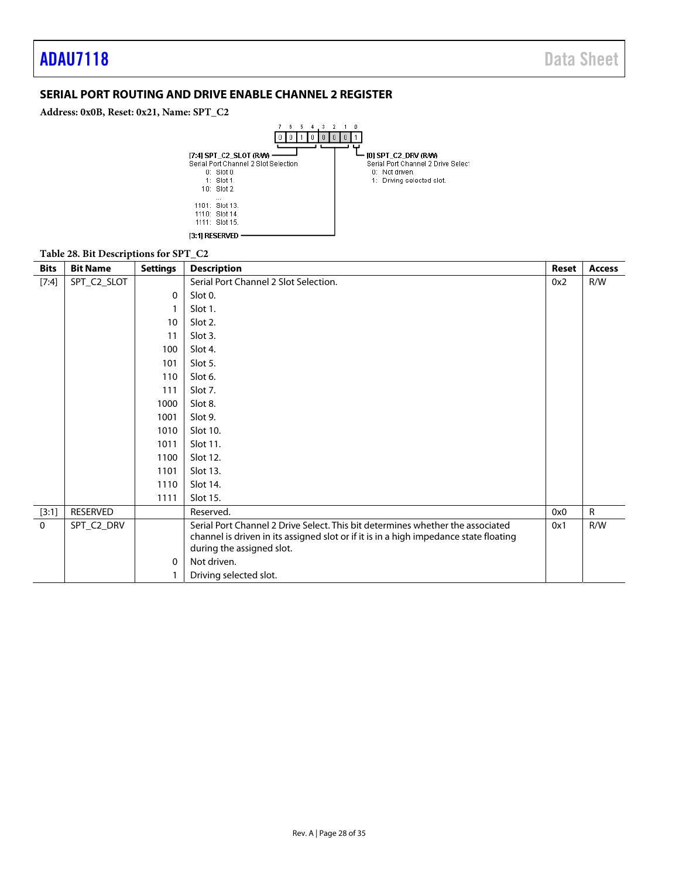## SERIAL PORT ROUTING AND DRIVE ENABLE CHANNEL 2 REGISTER

**Address: 0x0B, Reset: 0x21, Name: SPT_C2**

```
 7   6   5   4   3   2   1   0
[0] [0] [1] [0] [0] [0] [0] [1]

[7:4] SPT_C2_SLOT (R/W)
Serial Port Channel 2 Slot Selection
    0: Slot 0.
    1: Slot 1.
   10: Slot 2.
   ...
 1101: Slot 13.
 1110: Slot 14.
 1111: Slot 15.

[3:1] RESERVED

[0] SPT_C2_DRV (R/W)
Serial Port Channel 2 Drive Select
  0: Not driven.
  1: Driving selected slot.
```

**Table 28. Bit Descriptions for SPT_C2**

| Bits | Bit Name | Settings | Description | Reset | Access |
|---|---|---|---|---|---|
| [7:4] | SPT_C2_SLOT | | Serial Port Channel 2 Slot Selection. | 0x2 | R/W |
| | | 0 | Slot 0. | | |
| | | 1 | Slot 1. | | |
| | | 10 | Slot 2. | | |
| | | 11 | Slot 3. | | |
| | | 100 | Slot 4. | | |
| | | 101 | Slot 5. | | |
| | | 110 | Slot 6. | | |
| | | 111 | Slot 7. | | |
| | | 1000 | Slot 8. | | |
| | | 1001 | Slot 9. | | |
| | | 1010 | Slot 10. | | |
| | | 1011 | Slot 11. | | |
| | | 1100 | Slot 12. | | |
| | | 1101 | Slot 13. | | |
| | | 1110 | Slot 14. | | |
| | | 1111 | Slot 15. | | |
| [3:1] | RESERVED | | Reserved. | 0x0 | R |
| 0 | SPT_C2_DRV | | Serial Port Channel 2 Drive Select. This bit determines whether the associated channel is driven in its assigned slot or if it is in a high impedance state floating during the assigned slot. | 0x1 | R/W |
| | | 0 | Not driven. | | |
| | | 1 | Driving selected slot. | | |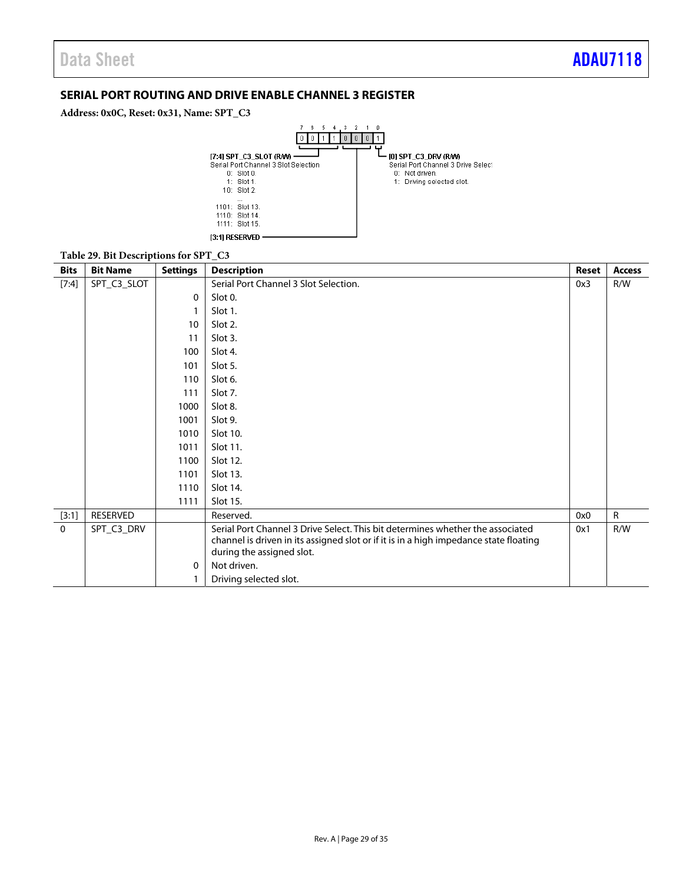## SERIAL PORT ROUTING AND DRIVE ENABLE CHANNEL 3 REGISTER

**Address: 0x0C, Reset: 0x31, Name: SPT_C3**

| 7 | 6 | 5 | 4 | 3 | 2 | 1 | 0 |
|---|---|---|---|---|---|---|---|
| 0 | 0 | 1 | 1 | 0 | 0 | 0 | 1 |

[7:4] SPT_C3_SLOT (R/W)
Serial Port Channel 3 Slot Selection
0: Slot 0.
1: Slot 1.
10: Slot 2.
...
1101: Slot 13.
1110: Slot 14.
1111: Slot 15.

[3:1] RESERVED

[0] SPT_C3_DRV (R/W)
Serial Port Channel 3 Drive Select
0: Not driven.
1: Driving selected slot.

**Table 29. Bit Descriptions for SPT_C3**

| Bits | Bit Name | Settings | Description | Reset | Access |
|---|---|---|---|---|---|
| [7:4] | SPT_C3_SLOT | | Serial Port Channel 3 Slot Selection. | 0x3 | R/W |
| | | 0 | Slot 0. | | |
| | | 1 | Slot 1. | | |
| | | 10 | Slot 2. | | |
| | | 11 | Slot 3. | | |
| | | 100 | Slot 4. | | |
| | | 101 | Slot 5. | | |
| | | 110 | Slot 6. | | |
| | | 111 | Slot 7. | | |
| | | 1000 | Slot 8. | | |
| | | 1001 | Slot 9. | | |
| | | 1010 | Slot 10. | | |
| | | 1011 | Slot 11. | | |
| | | 1100 | Slot 12. | | |
| | | 1101 | Slot 13. | | |
| | | 1110 | Slot 14. | | |
| | | 1111 | Slot 15. | | |
| [3:1] | RESERVED | | Reserved. | 0x0 | R |
| 0 | SPT_C3_DRV | | Serial Port Channel 3 Drive Select. This bit determines whether the associated channel is driven in its assigned slot or if it is in a high impedance state floating during the assigned slot. | 0x1 | R/W |
| | | 0 | Not driven. | | |
| | | 1 | Driving selected slot. | | |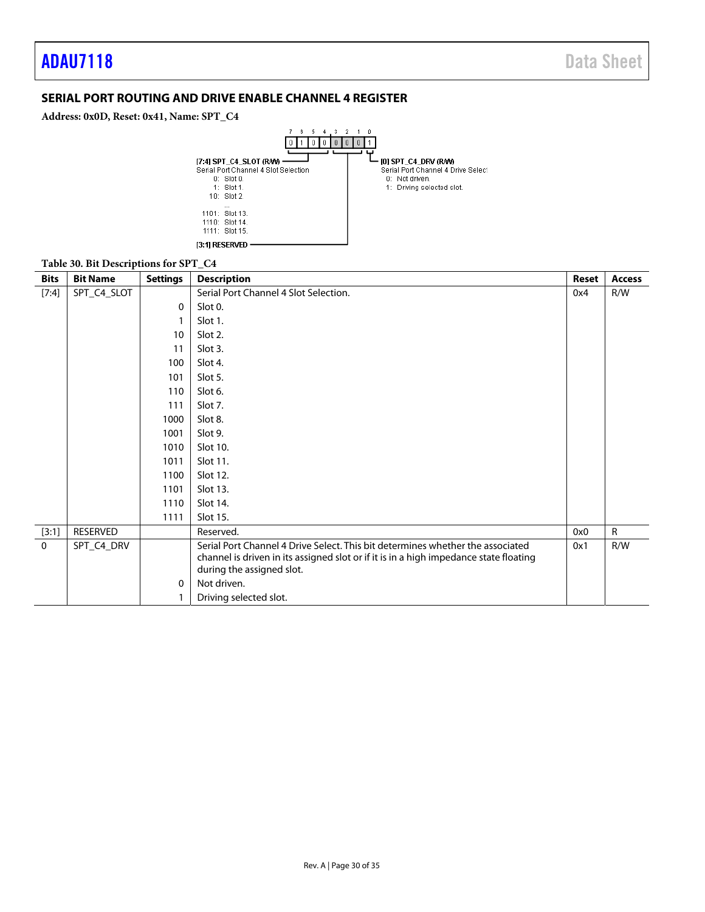## SERIAL PORT ROUTING AND DRIVE ENABLE CHANNEL 4 REGISTER

**Address: 0x0D, Reset: 0x41, Name: SPT_C4**

```
 7   6   5   4   3   2   1   0
[0] [1] [0] [0] [0] [0] [0] [1]

[7:4] SPT_C4_SLOT (R/W)
Serial Port Channel 4 Slot Selection
    0: Slot 0.
    1: Slot 1.
   10: Slot 2.
   ...
 1101: Slot 13.
 1110: Slot 14.
 1111: Slot 15.

[3:1] RESERVED

[0] SPT_C4_DRV (R/W)
Serial Port Channel 4 Drive Select
  0: Not driven.
  1: Driving selected slot.
```

**Table 30. Bit Descriptions for SPT_C4**

| Bits | Bit Name | Settings | Description | Reset | Access |
|---|---|---|---|---|---|
| [7:4] | SPT_C4_SLOT | | Serial Port Channel 4 Slot Selection. | 0x4 | R/W |
| | | 0 | Slot 0. | | |
| | | 1 | Slot 1. | | |
| | | 10 | Slot 2. | | |
| | | 11 | Slot 3. | | |
| | | 100 | Slot 4. | | |
| | | 101 | Slot 5. | | |
| | | 110 | Slot 6. | | |
| | | 111 | Slot 7. | | |
| | | 1000 | Slot 8. | | |
| | | 1001 | Slot 9. | | |
| | | 1010 | Slot 10. | | |
| | | 1011 | Slot 11. | | |
| | | 1100 | Slot 12. | | |
| | | 1101 | Slot 13. | | |
| | | 1110 | Slot 14. | | |
| | | 1111 | Slot 15. | | |
| [3:1] | RESERVED | | Reserved. | 0x0 | R |
| 0 | SPT_C4_DRV | | Serial Port Channel 4 Drive Select. This bit determines whether the associated channel is driven in its assigned slot or if it is in a high impedance state floating during the assigned slot. | 0x1 | R/W |
| | | 0 | Not driven. | | |
| | | 1 | Driving selected slot. | | |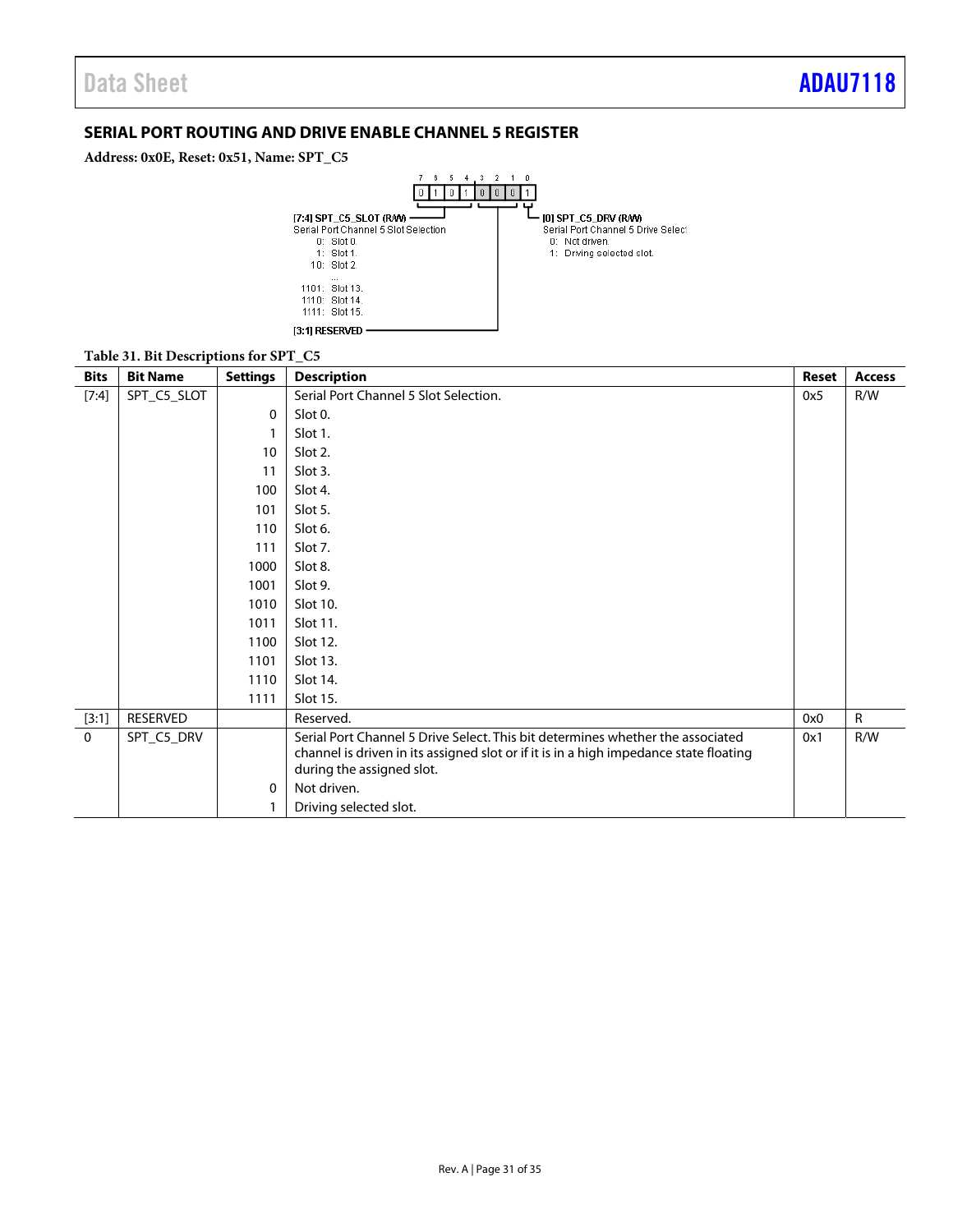## SERIAL PORT ROUTING AND DRIVE ENABLE CHANNEL 5 REGISTER

**Address: 0x0E, Reset: 0x51, Name: SPT_C5**

| 7 | 6 | 5 | 4 | 3 | 2 | 1 | 0 |
|---|---|---|---|---|---|---|---|
| 0 | 1 | 0 | 1 | 0 | 0 | 0 | 1 |

[7:4] SPT_C5_SLOT (R/W)
Serial Port Channel 5 Slot Selection
0: Slot 0.
1: Slot 1.
10: Slot 2.
...
1101: Slot 13.
1110: Slot 14.
1111: Slot 15.

[3:1] RESERVED

[0] SPT_C5_DRV (R/W)
Serial Port Channel 5 Drive Select
0: Not driven.
1: Driving selected slot.

**Table 31. Bit Descriptions for SPT_C5**

| Bits | Bit Name | Settings | Description | Reset | Access |
|---|---|---|---|---|---|
| [7:4] | SPT_C5_SLOT | | Serial Port Channel 5 Slot Selection. | 0x5 | R/W |
| | | 0 | Slot 0. | | |
| | | 1 | Slot 1. | | |
| | | 10 | Slot 2. | | |
| | | 11 | Slot 3. | | |
| | | 100 | Slot 4. | | |
| | | 101 | Slot 5. | | |
| | | 110 | Slot 6. | | |
| | | 111 | Slot 7. | | |
| | | 1000 | Slot 8. | | |
| | | 1001 | Slot 9. | | |
| | | 1010 | Slot 10. | | |
| | | 1011 | Slot 11. | | |
| | | 1100 | Slot 12. | | |
| | | 1101 | Slot 13. | | |
| | | 1110 | Slot 14. | | |
| | | 1111 | Slot 15. | | |
| [3:1] | RESERVED | | Reserved. | 0x0 | R |
| 0 | SPT_C5_DRV | | Serial Port Channel 5 Drive Select. This bit determines whether the associated channel is driven in its assigned slot or if it is in a high impedance state floating during the assigned slot. | 0x1 | R/W |
| | | 0 | Not driven. | | |
| | | 1 | Driving selected slot. | | |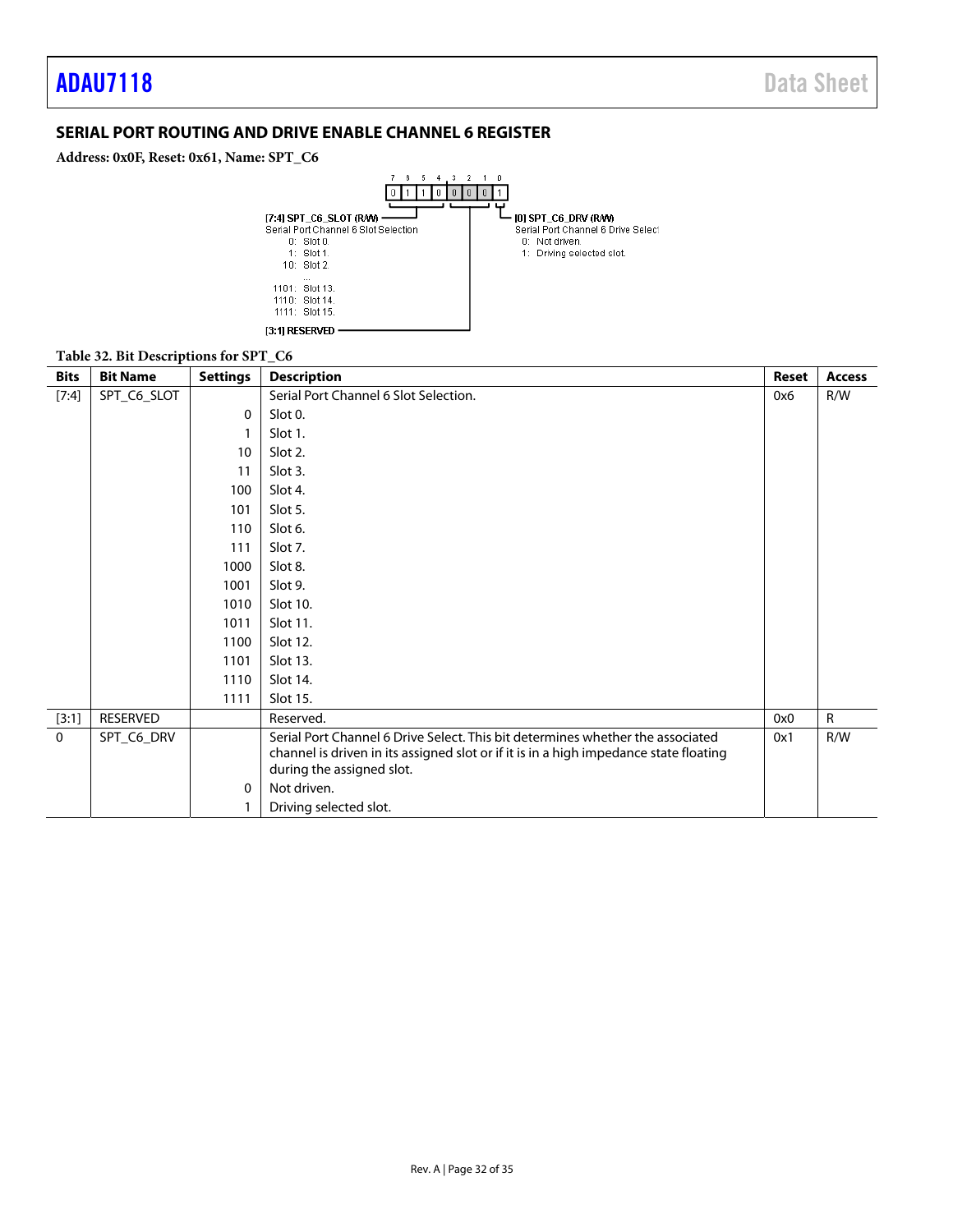## SERIAL PORT ROUTING AND DRIVE ENABLE CHANNEL 6 REGISTER

**Address: 0x0F, Reset: 0x61, Name: SPT_C6**

```
 7   6   5   4   3   2   1   0
[0] [1] [1] [0] [0] [0] [0] [1]

[7:4] SPT_C6_SLOT (R/W)
Serial Port Channel 6 Slot Selection
     0: Slot 0.
     1: Slot 1.
    10: Slot 2.
       ...
  1101: Slot 13.
  1110: Slot 14.
  1111: Slot 15.

[3:1] RESERVED

[0] SPT_C6_DRV (R/W)
Serial Port Channel 6 Drive Select
  0: Not driven.
  1: Driving selected slot.
```

**Table 32. Bit Descriptions for SPT_C6**

| Bits | Bit Name | Settings | Description | Reset | Access |
|---|---|---|---|---|---|
| [7:4] | SPT_C6_SLOT | | Serial Port Channel 6 Slot Selection. | 0x6 | R/W |
| | | 0 | Slot 0. | | |
| | | 1 | Slot 1. | | |
| | | 10 | Slot 2. | | |
| | | 11 | Slot 3. | | |
| | | 100 | Slot 4. | | |
| | | 101 | Slot 5. | | |
| | | 110 | Slot 6. | | |
| | | 111 | Slot 7. | | |
| | | 1000 | Slot 8. | | |
| | | 1001 | Slot 9. | | |
| | | 1010 | Slot 10. | | |
| | | 1011 | Slot 11. | | |
| | | 1100 | Slot 12. | | |
| | | 1101 | Slot 13. | | |
| | | 1110 | Slot 14. | | |
| | | 1111 | Slot 15. | | |
| [3:1] | RESERVED | | Reserved. | 0x0 | R |
| 0 | SPT_C6_DRV | | Serial Port Channel 6 Drive Select. This bit determines whether the associated channel is driven in its assigned slot or if it is in a high impedance state floating during the assigned slot. | 0x1 | R/W |
| | | 0 | Not driven. | | |
| | | 1 | Driving selected slot. | | |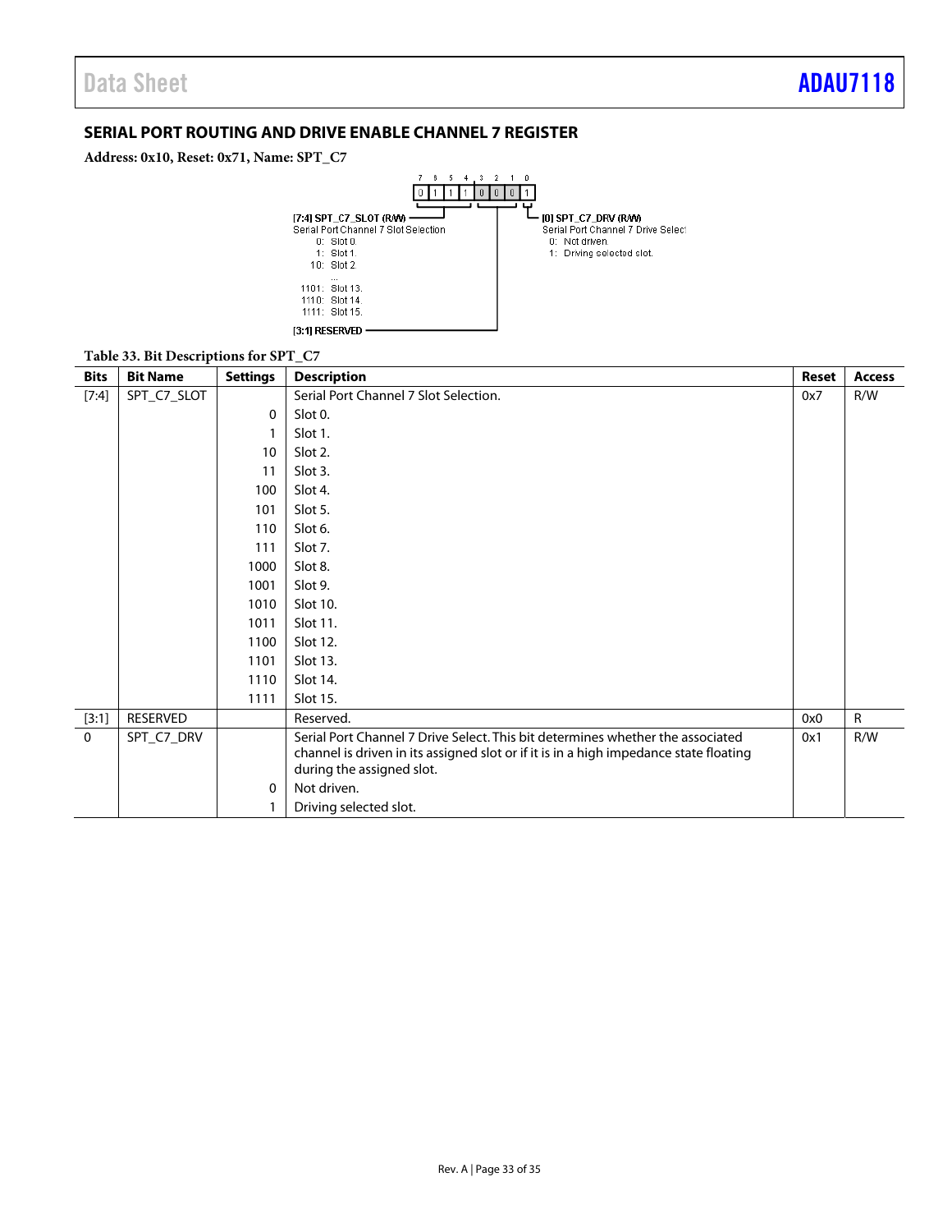## SERIAL PORT ROUTING AND DRIVE ENABLE CHANNEL 7 REGISTER

**Address: 0x10, Reset: 0x71, Name: SPT_C7**

| 7 | 6 | 5 | 4 | 3 | 2 | 1 | 0 |
|---|---|---|---|---|---|---|---|
| 0 | 1 | 1 | 1 | 0 | 0 | 0 | 1 |

[7:4] SPT_C7_SLOT (R/W)
Serial Port Channel 7 Slot Selection
0: Slot 0.
1: Slot 1.
10: Slot 2.
...
1101: Slot 13.
1110: Slot 14.
1111: Slot 15.

[3:1] RESERVED

[0] SPT_C7_DRV (R/W)
Serial Port Channel 7 Drive Select
0: Not driven.
1: Driving selected slot.

**Table 33. Bit Descriptions for SPT_C7**

| Bits | Bit Name | Settings | Description | Reset | Access |
|---|---|---|---|---|---|
| [7:4] | SPT_C7_SLOT | | Serial Port Channel 7 Slot Selection. | 0x7 | R/W |
| | | 0 | Slot 0. | | |
| | | 1 | Slot 1. | | |
| | | 10 | Slot 2. | | |
| | | 11 | Slot 3. | | |
| | | 100 | Slot 4. | | |
| | | 101 | Slot 5. | | |
| | | 110 | Slot 6. | | |
| | | 111 | Slot 7. | | |
| | | 1000 | Slot 8. | | |
| | | 1001 | Slot 9. | | |
| | | 1010 | Slot 10. | | |
| | | 1011 | Slot 11. | | |
| | | 1100 | Slot 12. | | |
| | | 1101 | Slot 13. | | |
| | | 1110 | Slot 14. | | |
| | | 1111 | Slot 15. | | |
| [3:1] | RESERVED | | Reserved. | 0x0 | R |
| 0 | SPT_C7_DRV | | Serial Port Channel 7 Drive Select. This bit determines whether the associated channel is driven in its assigned slot or if it is in a high impedance state floating during the assigned slot. | 0x1 | R/W |
| | | 0 | Not driven. | | |
| | | 1 | Driving selected slot. | | |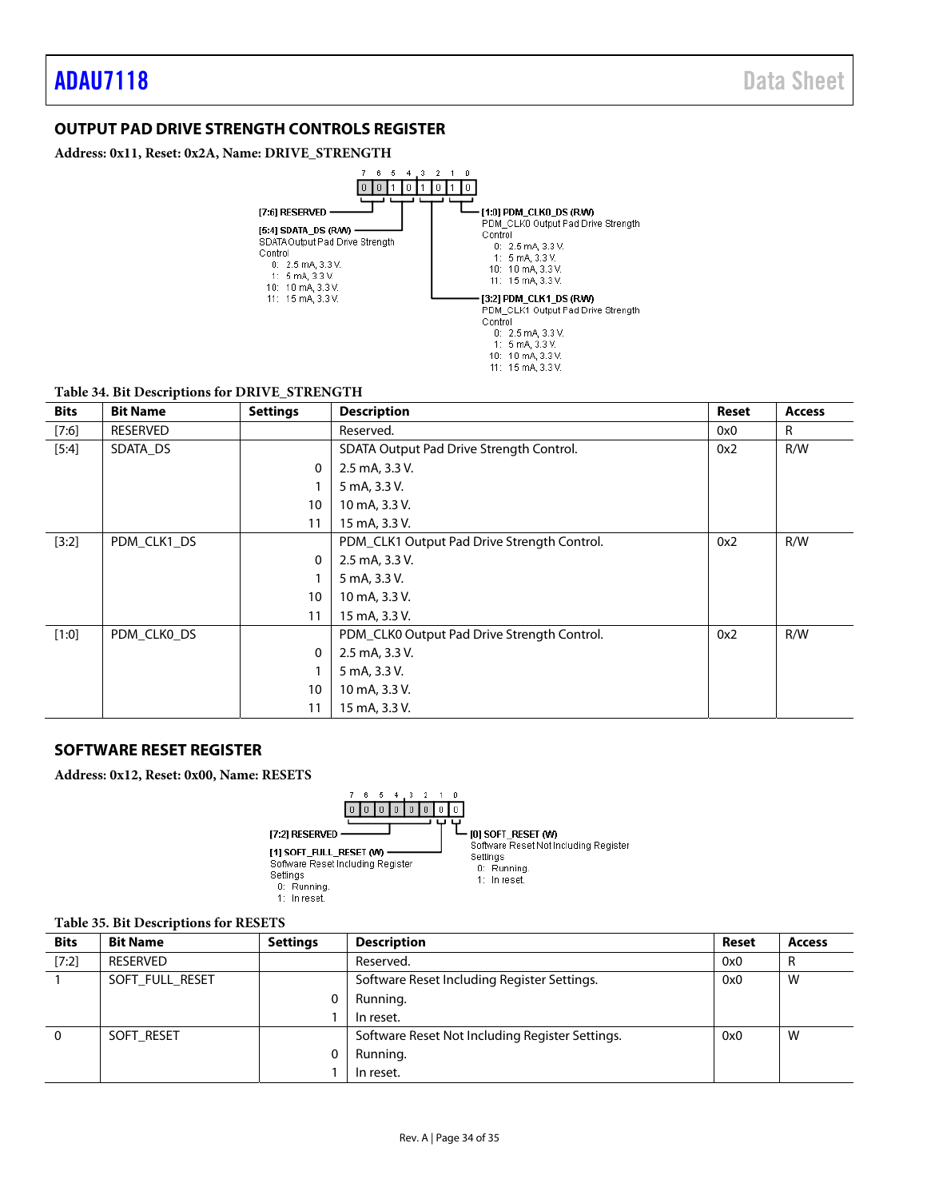## OUTPUT PAD DRIVE STRENGTH CONTROLS REGISTER

**Address: 0x11, Reset: 0x2A, Name: DRIVE_STRENGTH**

```
 7   6   5   4   3   2   1   0
[0] [0] [1] [0] [1] [0] [1] [0]

[7:6] RESERVED

[5:4] SDATA_DS (R/W)
SDATA Output Pad Drive Strength Control
  0: 2.5 mA, 3.3 V.
  1: 5 mA, 3.3 V.
 10: 10 mA, 3.3 V.
 11: 15 mA, 3.3 V.

[3:2] PDM_CLK1_DS (R/W)
PDM_CLK1 Output Pad Drive Strength Control
  0: 2.5 mA, 3.3 V.
  1: 5 mA, 3.3 V.
 10: 10 mA, 3.3 V.
 11: 15 mA, 3.3 V.

[1:0] PDM_CLK0_DS (R/W)
PDM_CLK0 Output Pad Drive Strength Control
  0: 2.5 mA, 3.3 V.
  1: 5 mA, 3.3 V.
 10: 10 mA, 3.3 V.
 11: 15 mA, 3.3 V.
```

**Table 34. Bit Descriptions for DRIVE_STRENGTH**

| Bits | Bit Name | Settings | Description | Reset | Access |
|---|---|---|---|---|---|
| [7:6] | RESERVED | | Reserved. | 0x0 | R |
| [5:4] | SDATA_DS | | SDATA Output Pad Drive Strength Control. | 0x2 | R/W |
| | | 0 | 2.5 mA, 3.3 V. | | |
| | | 1 | 5 mA, 3.3 V. | | |
| | | 10 | 10 mA, 3.3 V. | | |
| | | 11 | 15 mA, 3.3 V. | | |
| [3:2] | PDM_CLK1_DS | | PDM_CLK1 Output Pad Drive Strength Control. | 0x2 | R/W |
| | | 0 | 2.5 mA, 3.3 V. | | |
| | | 1 | 5 mA, 3.3 V. | | |
| | | 10 | 10 mA, 3.3 V. | | |
| | | 11 | 15 mA, 3.3 V. | | |
| [1:0] | PDM_CLK0_DS | | PDM_CLK0 Output Pad Drive Strength Control. | 0x2 | R/W |
| | | 0 | 2.5 mA, 3.3 V. | | |
| | | 1 | 5 mA, 3.3 V. | | |
| | | 10 | 10 mA, 3.3 V. | | |
| | | 11 | 15 mA, 3.3 V. | | |

## SOFTWARE RESET REGISTER

**Address: 0x12, Reset: 0x00, Name: RESETS**

```
 7   6   5   4   3   2   1   0
[0] [0] [0] [0] [0] [0] [0] [0]

[7:2] RESERVED

[1] SOFT_FULL_RESET (W)
Software Reset Including Register Settings
  0: Running.
  1: In reset.

[0] SOFT_RESET (W)
Software Reset Not Including Register Settings
  0: Running.
  1: In reset.
```

**Table 35. Bit Descriptions for RESETS**

| Bits | Bit Name | Settings | Description | Reset | Access |
|---|---|---|---|---|---|
| [7:2] | RESERVED | | Reserved. | 0x0 | R |
| 1 | SOFT_FULL_RESET | | Software Reset Including Register Settings. | 0x0 | W |
| | | 0 | Running. | | |
| | | 1 | In reset. | | |
| 0 | SOFT_RESET | | Software Reset Not Including Register Settings. | 0x0 | W |
| | | 0 | Running. | | |
| | | 1 | In reset. | | |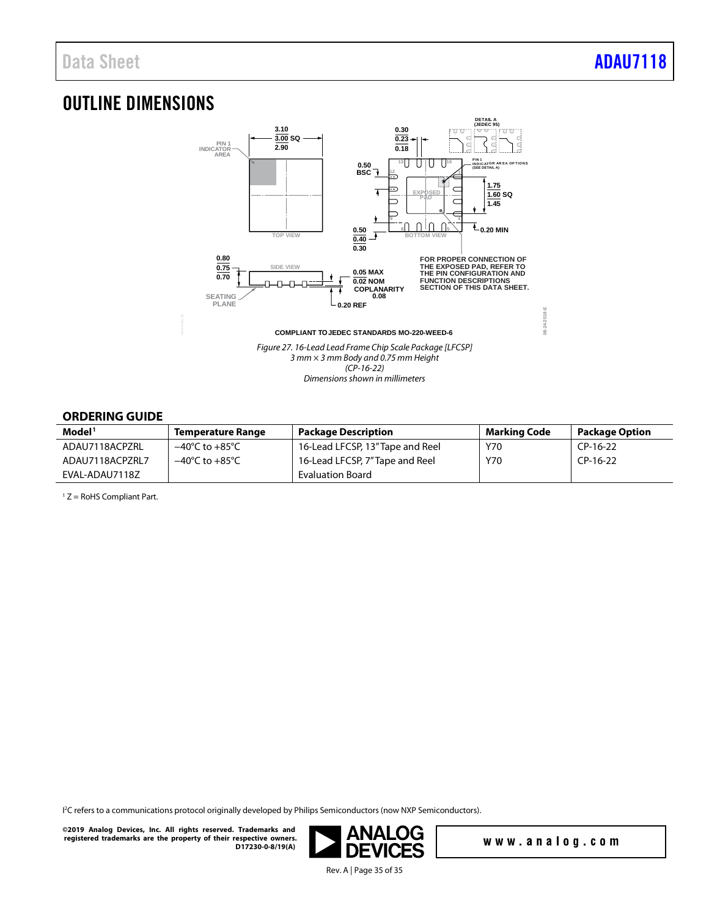## OUTLINE DIMENSIONS

3.10
3.00 SQ
2.90

PIN 1 INDICATOR AREA

TOP VIEW

0.30
0.23
0.18

DETAIL A (JEDEC 95)

0.50 BSC

13 16 12 1 9 4 8 5

EXPOSED PAD

PIN 1 INDICATOR AREA OPTIONS (SEE DETAIL A)

1.75
1.60 SQ
1.45

0.20 MIN

0.50
0.40
0.30

BOTTOM VIEW

0.80
0.75
0.70

SIDE VIEW

SEATING PLANE

0.05 MAX
0.02 NOM

COPLANARITY 0.08

0.20 REF

FOR PROPER CONNECTION OF THE EXPOSED PAD, REFER TO THE PIN CONFIGURATION AND FUNCTION DESCRIPTIONS SECTION OF THIS DATA SHEET.

COMPLIANT TO JEDEC STANDARDS MO-220-WEED-6

08-24-2018-E

*Figure 27. 16-Lead Lead Frame Chip Scale Package [LFCSP]*
*3 mm × 3 mm Body and 0.75 mm Height*
*(CP-16-22)*
*Dimensions shown in millimeters*

### ORDERING GUIDE

| Model[1] | Temperature Range | Package Description | Marking Code | Package Option |
|---|---|---|---|---|
| ADAU7118ACPZRL | −40°C to +85°C | 16-Lead LFCSP, 13" Tape and Reel | Y70 | CP-16-22 |
| ADAU7118ACPZRL7 | −40°C to +85°C | 16-Lead LFCSP, 7" Tape and Reel | Y70 | CP-16-22 |
| EVAL-ADAU7118Z | | Evaluation Board | | |

[1] Z = RoHS Compliant Part.

I²C refers to a communications protocol originally developed by Philips Semiconductors (now NXP Semiconductors).

©2019 Analog Devices, Inc. All rights reserved. Trademarks and registered trademarks are the property of their respective owners.
D17230-0-8/19(A)

www.analog.com